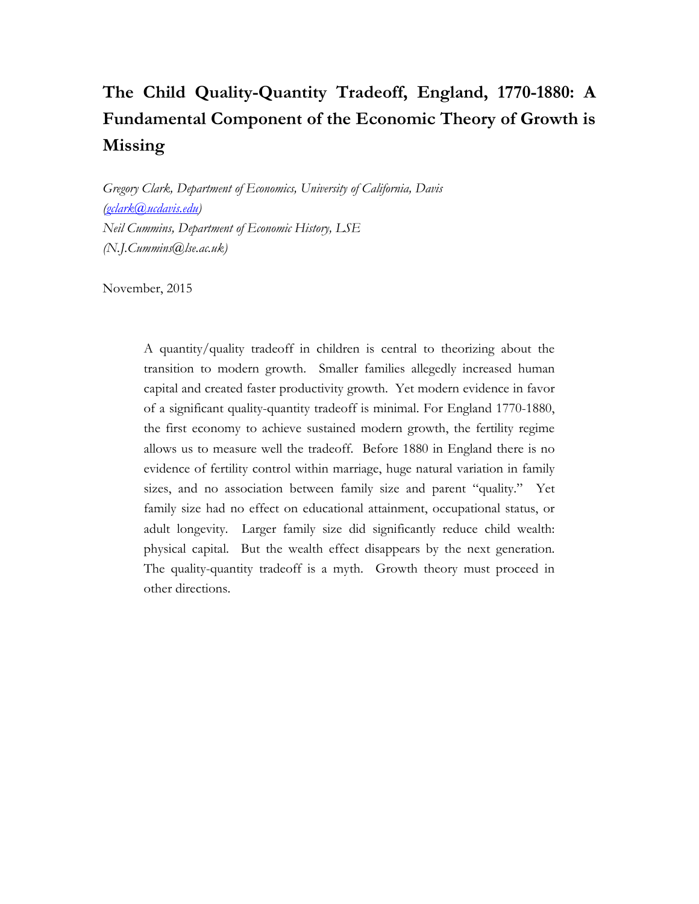# The Child Quality-Quantity Tradeoff, England, 1770-1880: A Fundamental Component of the Economic Theory of Growth is Missing

*Gregory Clark, Department of Economics, University of California, Davis*
*(gclark@ucdavis.edu)*
*Neil Cummins, Department of Economic History, LSE*
*(N.J.Cummins@lse.ac.uk)*

November, 2015

> A quantity/quality tradeoff in children is central to theorizing about the transition to modern growth. Smaller families allegedly increased human capital and created faster productivity growth. Yet modern evidence in favor of a significant quality-quantity tradeoff is minimal. For England 1770-1880, the first economy to achieve sustained modern growth, the fertility regime allows us to measure well the tradeoff. Before 1880 in England there is no evidence of fertility control within marriage, huge natural variation in family sizes, and no association between family size and parent "quality." Yet family size had no effect on educational attainment, occupational status, or adult longevity. Larger family size did significantly reduce child wealth: physical capital. But the wealth effect disappears by the next generation. The quality-quantity tradeoff is a myth. Growth theory must proceed in other directions.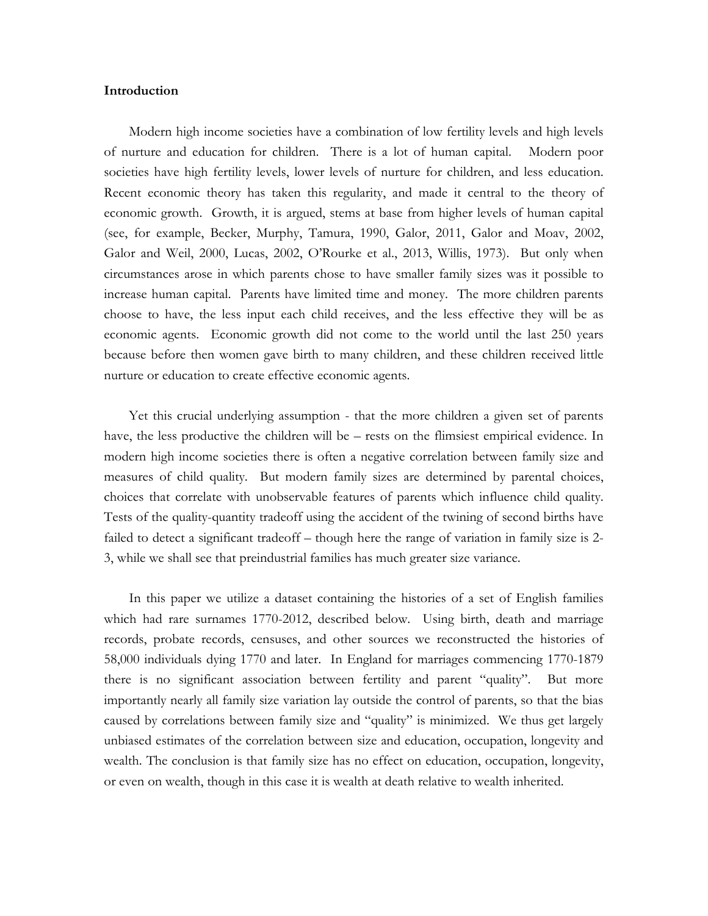**Introduction**

Modern high income societies have a combination of low fertility levels and high levels of nurture and education for children. There is a lot of human capital. Modern poor societies have high fertility levels, lower levels of nurture for children, and less education. Recent economic theory has taken this regularity, and made it central to the theory of economic growth. Growth, it is argued, stems at base from higher levels of human capital (see, for example, Becker, Murphy, Tamura, 1990, Galor, 2011, Galor and Moav, 2002, Galor and Weil, 2000, Lucas, 2002, O'Rourke et al., 2013, Willis, 1973). But only when circumstances arose in which parents chose to have smaller family sizes was it possible to increase human capital. Parents have limited time and money. The more children parents choose to have, the less input each child receives, and the less effective they will be as economic agents. Economic growth did not come to the world until the last 250 years because before then women gave birth to many children, and these children received little nurture or education to create effective economic agents.

Yet this crucial underlying assumption - that the more children a given set of parents have, the less productive the children will be – rests on the flimsiest empirical evidence. In modern high income societies there is often a negative correlation between family size and measures of child quality. But modern family sizes are determined by parental choices, choices that correlate with unobservable features of parents which influence child quality. Tests of the quality-quantity tradeoff using the accident of the twining of second births have failed to detect a significant tradeoff – though here the range of variation in family size is 2-3, while we shall see that preindustrial families has much greater size variance.

In this paper we utilize a dataset containing the histories of a set of English families which had rare surnames 1770-2012, described below. Using birth, death and marriage records, probate records, censuses, and other sources we reconstructed the histories of 58,000 individuals dying 1770 and later. In England for marriages commencing 1770-1879 there is no significant association between fertility and parent "quality". But more importantly nearly all family size variation lay outside the control of parents, so that the bias caused by correlations between family size and "quality" is minimized. We thus get largely unbiased estimates of the correlation between size and education, occupation, longevity and wealth. The conclusion is that family size has no effect on education, occupation, longevity, or even on wealth, though in this case it is wealth at death relative to wealth inherited.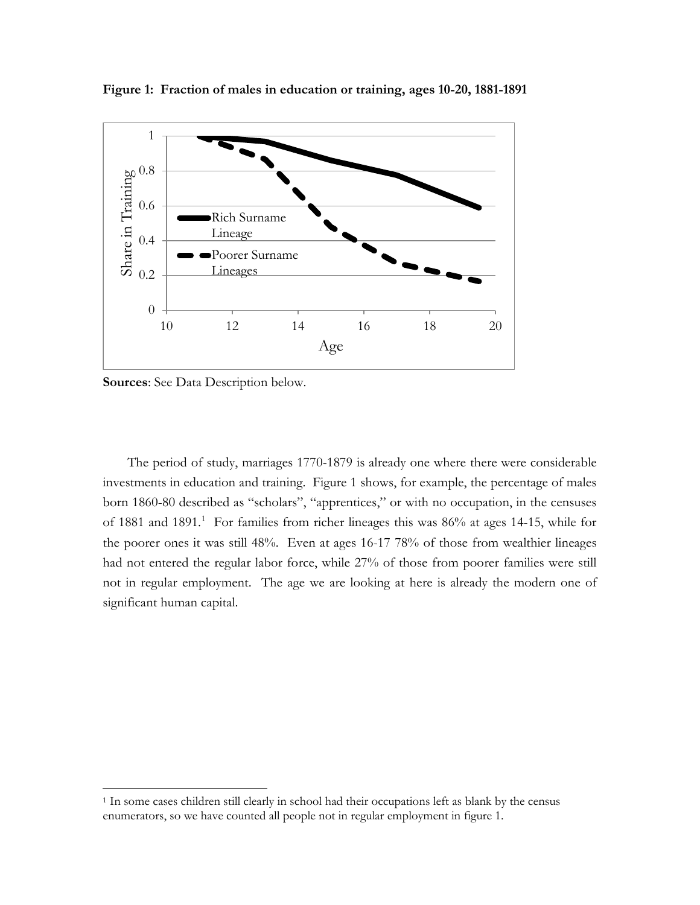**Figure 1: Fraction of males in education or training, ages 10-20, 1881-1891**

**Sources**: See Data Description below.

The period of study, marriages 1770-1879 is already one where there were considerable investments in education and training. Figure 1 shows, for example, the percentage of males born 1860-80 described as "scholars", "apprentices," or with no occupation, in the censuses of 1881 and 1891.[1] For families from richer lineages this was 86% at ages 14-15, while for the poorer ones it was still 48%. Even at ages 16-17 78% of those from wealthier lineages had not entered the regular labor force, while 27% of those from poorer families were still not in regular employment. The age we are looking at here is already the modern one of significant human capital.

[1] In some cases children still clearly in school had their occupations left as blank by the census enumerators, so we have counted all people not in regular employment in figure 1.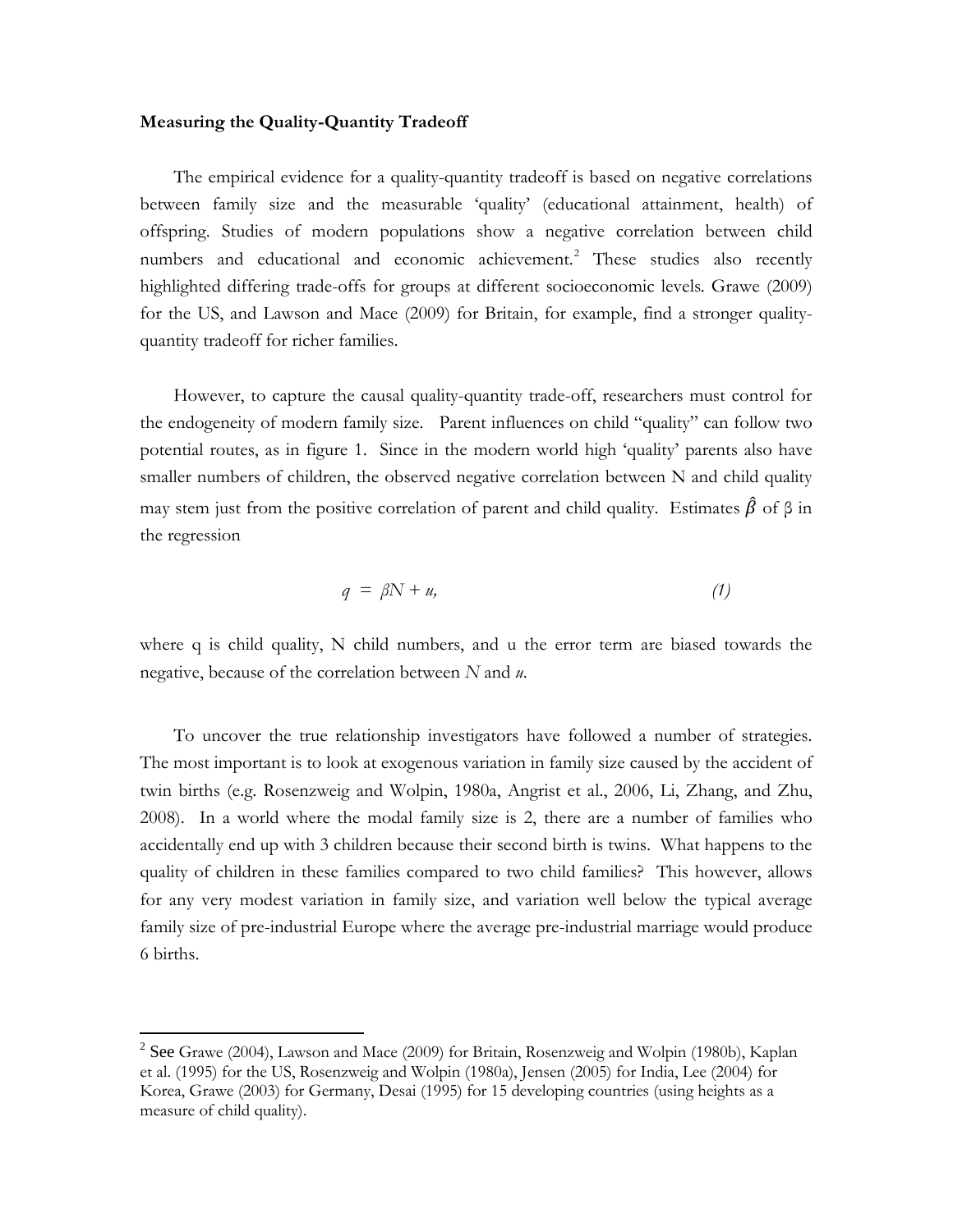**Measuring the Quality-Quantity Tradeoff**

The empirical evidence for a quality-quantity tradeoff is based on negative correlations between family size and the measurable 'quality' (educational attainment, health) of offspring. Studies of modern populations show a negative correlation between child numbers and educational and economic achievement.[2] These studies also recently highlighted differing trade-offs for groups at different socioeconomic levels. Grawe (2009) for the US, and Lawson and Mace (2009) for Britain, for example, find a stronger quality-quantity tradeoff for richer families.

However, to capture the causal quality-quantity trade-off, researchers must control for the endogeneity of modern family size. Parent influences on child "quality" can follow two potential routes, as in figure 1. Since in the modern world high 'quality' parents also have smaller numbers of children, the observed negative correlation between N and child quality may stem just from the positive correlation of parent and child quality. Estimates $\hat{\beta}$ of β in the regression

$$q = \beta N + u, \qquad (1)$$

where q is child quality, N child numbers, and u the error term are biased towards the negative, because of the correlation between $N$ and $u$.

To uncover the true relationship investigators have followed a number of strategies. The most important is to look at exogenous variation in family size caused by the accident of twin births (e.g. Rosenzweig and Wolpin, 1980a, Angrist et al., 2006, Li, Zhang, and Zhu, 2008). In a world where the modal family size is 2, there are a number of families who accidentally end up with 3 children because their second birth is twins. What happens to the quality of children in these families compared to two child families? This however, allows for any very modest variation in family size, and variation well below the typical average family size of pre-industrial Europe where the average pre-industrial marriage would produce 6 births.

[2] See Grawe (2004), Lawson and Mace (2009) for Britain, Rosenzweig and Wolpin (1980b), Kaplan et al. (1995) for the US, Rosenzweig and Wolpin (1980a), Jensen (2005) for India, Lee (2004) for Korea, Grawe (2003) for Germany, Desai (1995) for 15 developing countries (using heights as a measure of child quality).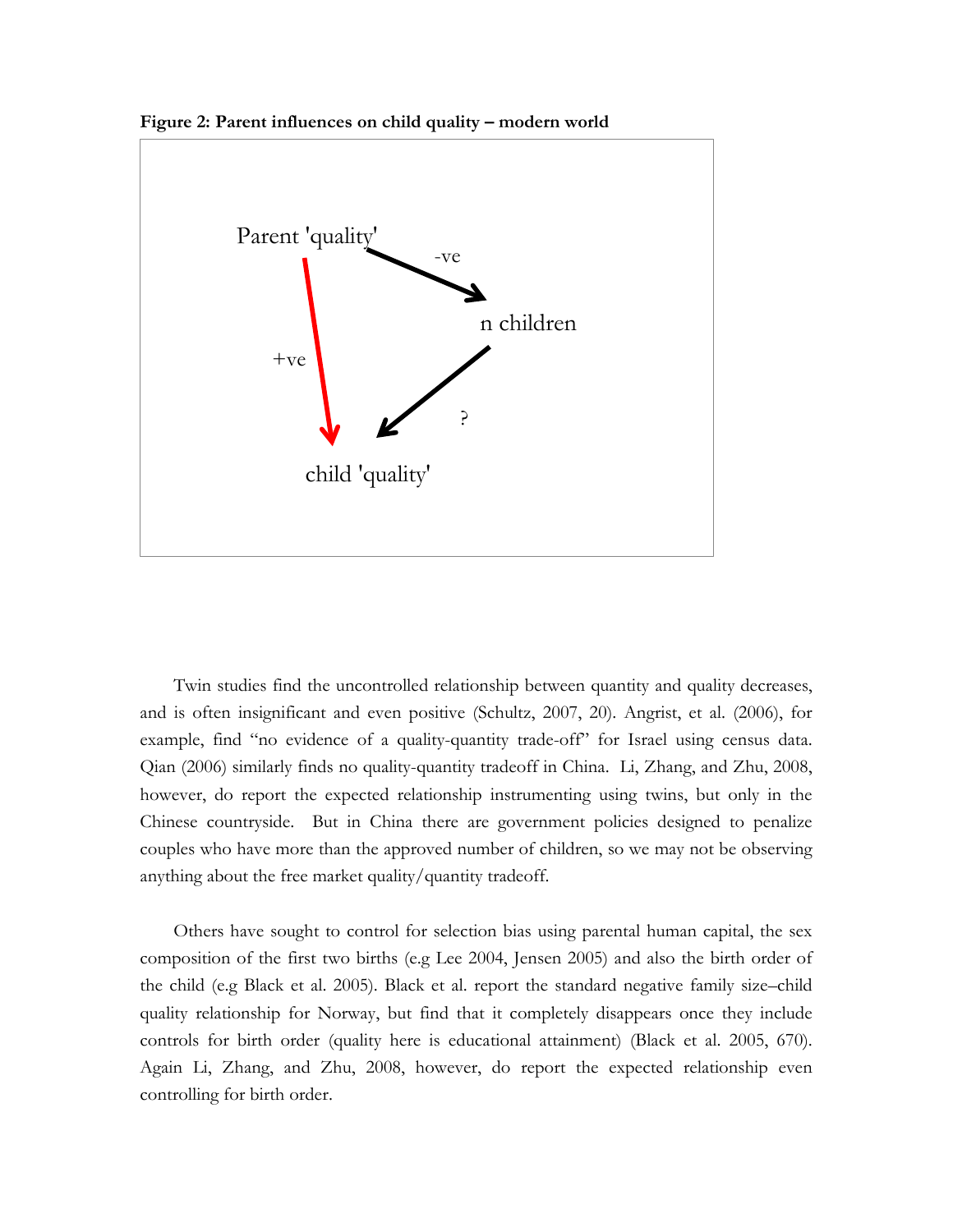**Figure 2: Parent influences on child quality – modern world**

Parent 'quality'

-ve

n children

+ve

?

child 'quality'

Twin studies find the uncontrolled relationship between quantity and quality decreases, and is often insignificant and even positive (Schultz, 2007, 20). Angrist, et al. (2006), for example, find "no evidence of a quality-quantity trade-off" for Israel using census data. Qian (2006) similarly finds no quality-quantity tradeoff in China. Li, Zhang, and Zhu, 2008, however, do report the expected relationship instrumenting using twins, but only in the Chinese countryside. But in China there are government policies designed to penalize couples who have more than the approved number of children, so we may not be observing anything about the free market quality/quantity tradeoff.

Others have sought to control for selection bias using parental human capital, the sex composition of the first two births (e.g Lee 2004, Jensen 2005) and also the birth order of the child (e.g Black et al. 2005). Black et al. report the standard negative family size–child quality relationship for Norway, but find that it completely disappears once they include controls for birth order (quality here is educational attainment) (Black et al. 2005, 670). Again Li, Zhang, and Zhu, 2008, however, do report the expected relationship even controlling for birth order.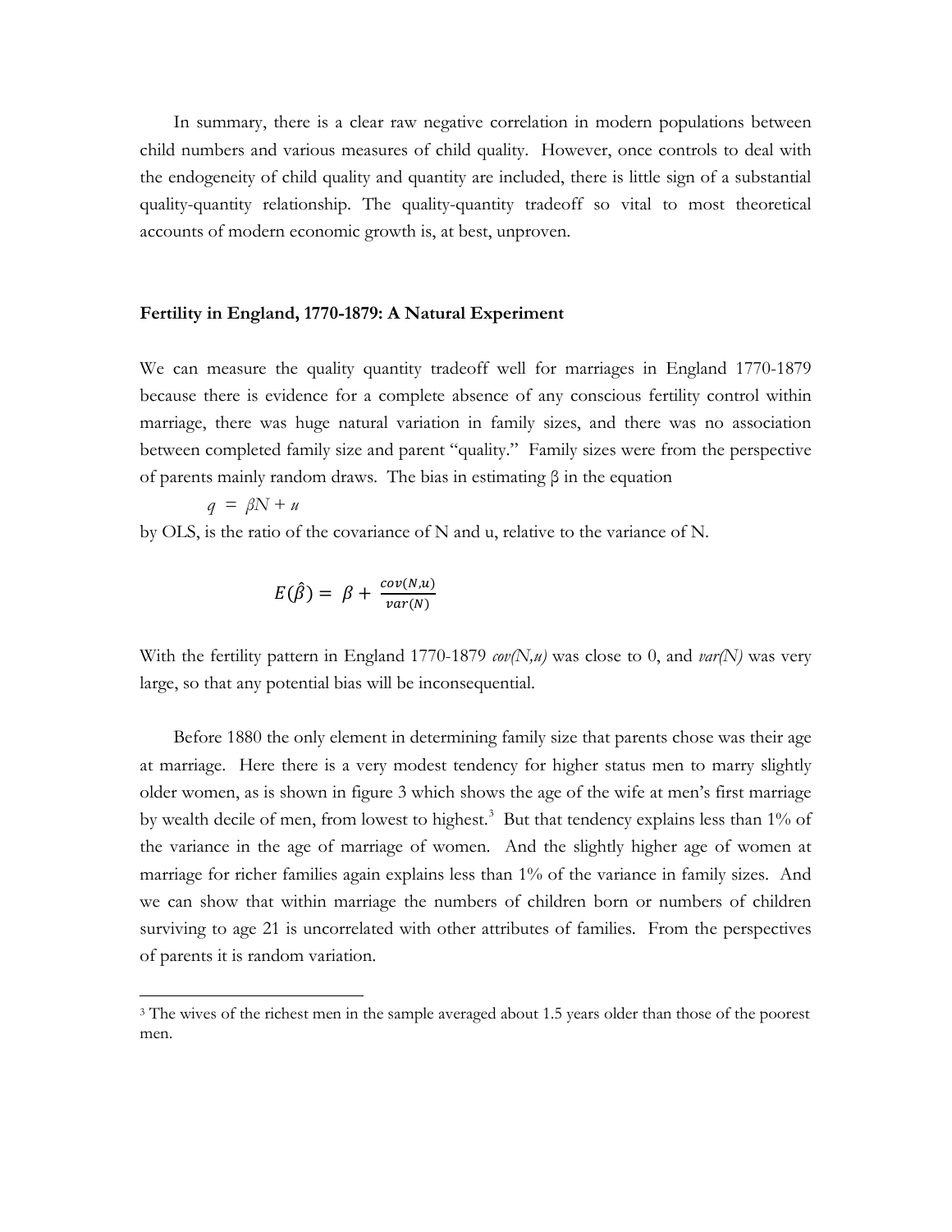In summary, there is a clear raw negative correlation in modern populations between child numbers and various measures of child quality. However, once controls to deal with the endogeneity of child quality and quantity are included, there is little sign of a substantial quality-quantity relationship. The quality-quantity tradeoff so vital to most theoretical accounts of modern economic growth is, at best, unproven.

**Fertility in England, 1770-1879: A Natural Experiment**

We can measure the quality quantity tradeoff well for marriages in England 1770-1879 because there is evidence for a complete absence of any conscious fertility control within marriage, there was huge natural variation in family sizes, and there was no association between completed family size and parent "quality." Family sizes were from the perspective of parents mainly random draws. The bias in estimating β in the equation

$$q = \beta N + u$$

by OLS, is the ratio of the covariance of N and u, relative to the variance of N.

$$E(\hat{\beta}) = \beta + \frac{cov(N,u)}{var(N)}$$

With the fertility pattern in England 1770-1879 $cov(N,u)$ was close to 0, and $var(N)$ was very large, so that any potential bias will be inconsequential.

Before 1880 the only element in determining family size that parents chose was their age at marriage. Here there is a very modest tendency for higher status men to marry slightly older women, as is shown in figure 3 which shows the age of the wife at men's first marriage by wealth decile of men, from lowest to highest.[3] But that tendency explains less than 1% of the variance in the age of marriage of women. And the slightly higher age of women at marriage for richer families again explains less than 1% of the variance in family sizes. And we can show that within marriage the numbers of children born or numbers of children surviving to age 21 is uncorrelated with other attributes of families. From the perspectives of parents it is random variation.

[3] The wives of the richest men in the sample averaged about 1.5 years older than those of the poorest men.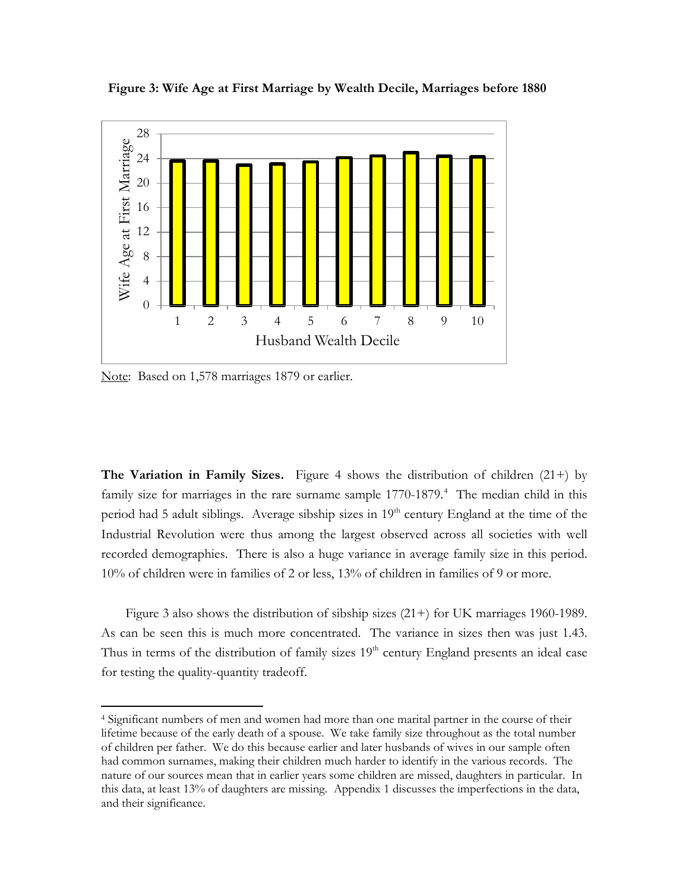**Figure 3: Wife Age at First Marriage by Wealth Decile, Marriages before 1880**

Note: Based on 1,578 marriages 1879 or earlier.

**The Variation in Family Sizes.** Figure 4 shows the distribution of children (21+) by family size for marriages in the rare surname sample 1770-1879.[4] The median child in this period had 5 adult siblings. Average sibship sizes in 19[th] century England at the time of the Industrial Revolution were thus among the largest observed across all societies with well recorded demographies. There is also a huge variance in average family size in this period. 10% of children were in families of 2 or less, 13% of children in families of 9 or more.

Figure 3 also shows the distribution of sibship sizes (21+) for UK marriages 1960-1989. As can be seen this is much more concentrated. The variance in sizes then was just 1.43. Thus in terms of the distribution of family sizes 19[th] century England presents an ideal case for testing the quality-quantity tradeoff.

[4] Significant numbers of men and women had more than one marital partner in the course of their lifetime because of the early death of a spouse. We take family size throughout as the total number of children per father. We do this because earlier and later husbands of wives in our sample often had common surnames, making their children much harder to identify in the various records. The nature of our sources mean that in earlier years some children are missed, daughters in particular. In this data, at least 13% of daughters are missing. Appendix 1 discusses the imperfections in the data, and their significance.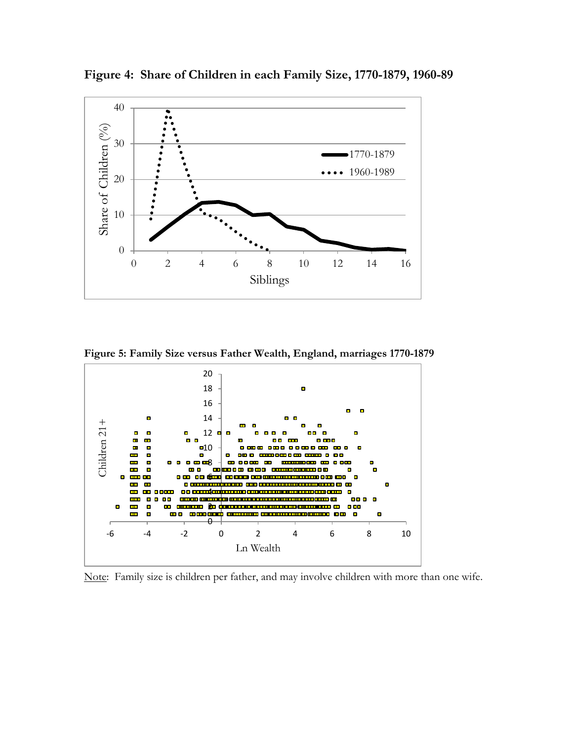**Figure 4: Share of Children in each Family Size, 1770-1879, 1960-89**

**Figure 5: Family Size versus Father Wealth, England, marriages 1770-1879**

Note: Family size is children per father, and may involve children with more than one wife.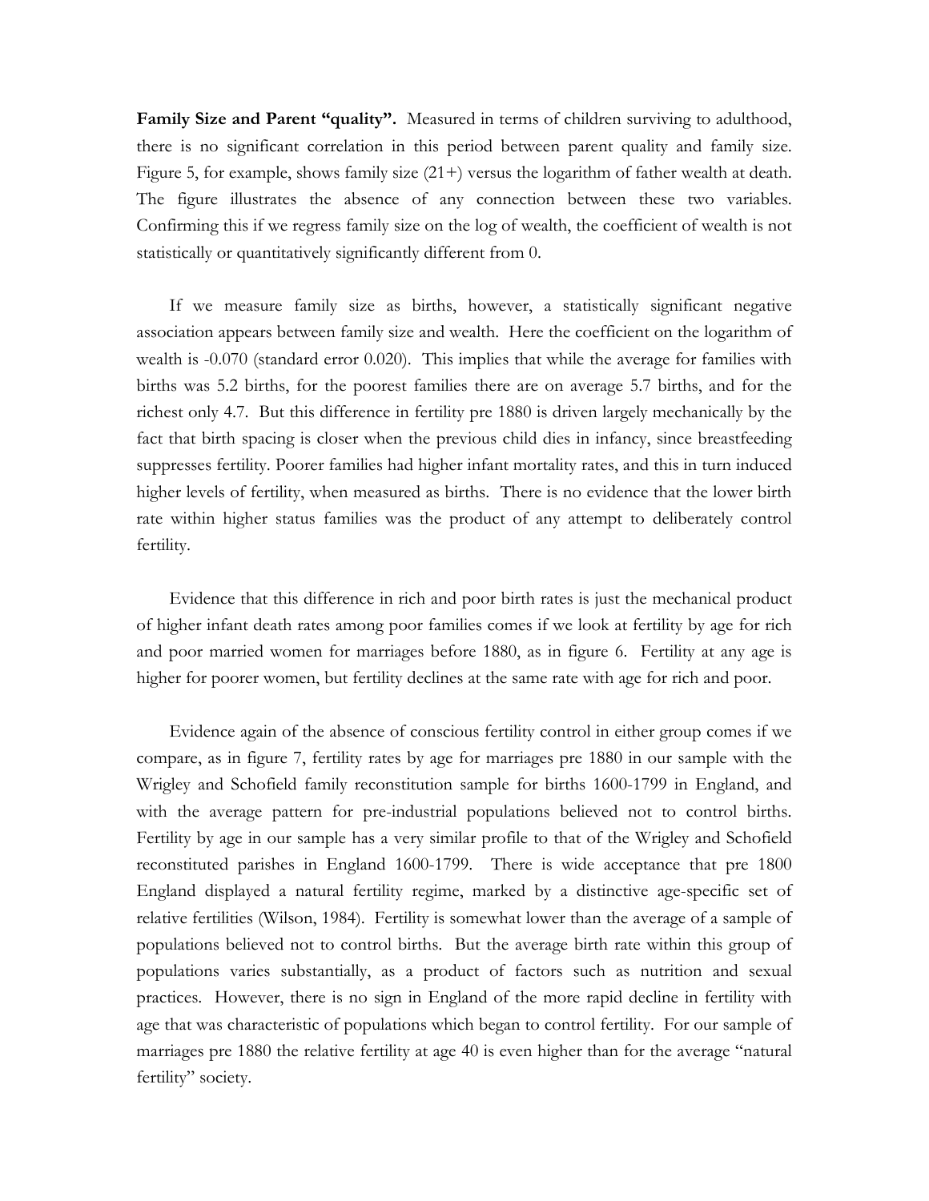**Family Size and Parent "quality".** Measured in terms of children surviving to adulthood, there is no significant correlation in this period between parent quality and family size. Figure 5, for example, shows family size (21+) versus the logarithm of father wealth at death. The figure illustrates the absence of any connection between these two variables. Confirming this if we regress family size on the log of wealth, the coefficient of wealth is not statistically or quantitatively significantly different from 0.

If we measure family size as births, however, a statistically significant negative association appears between family size and wealth. Here the coefficient on the logarithm of wealth is -0.070 (standard error 0.020). This implies that while the average for families with births was 5.2 births, for the poorest families there are on average 5.7 births, and for the richest only 4.7. But this difference in fertility pre 1880 is driven largely mechanically by the fact that birth spacing is closer when the previous child dies in infancy, since breastfeeding suppresses fertility. Poorer families had higher infant mortality rates, and this in turn induced higher levels of fertility, when measured as births. There is no evidence that the lower birth rate within higher status families was the product of any attempt to deliberately control fertility.

Evidence that this difference in rich and poor birth rates is just the mechanical product of higher infant death rates among poor families comes if we look at fertility by age for rich and poor married women for marriages before 1880, as in figure 6. Fertility at any age is higher for poorer women, but fertility declines at the same rate with age for rich and poor.

Evidence again of the absence of conscious fertility control in either group comes if we compare, as in figure 7, fertility rates by age for marriages pre 1880 in our sample with the Wrigley and Schofield family reconstitution sample for births 1600-1799 in England, and with the average pattern for pre-industrial populations believed not to control births. Fertility by age in our sample has a very similar profile to that of the Wrigley and Schofield reconstituted parishes in England 1600-1799. There is wide acceptance that pre 1800 England displayed a natural fertility regime, marked by a distinctive age-specific set of relative fertilities (Wilson, 1984). Fertility is somewhat lower than the average of a sample of populations believed not to control births. But the average birth rate within this group of populations varies substantially, as a product of factors such as nutrition and sexual practices. However, there is no sign in England of the more rapid decline in fertility with age that was characteristic of populations which began to control fertility. For our sample of marriages pre 1880 the relative fertility at age 40 is even higher than for the average "natural fertility" society.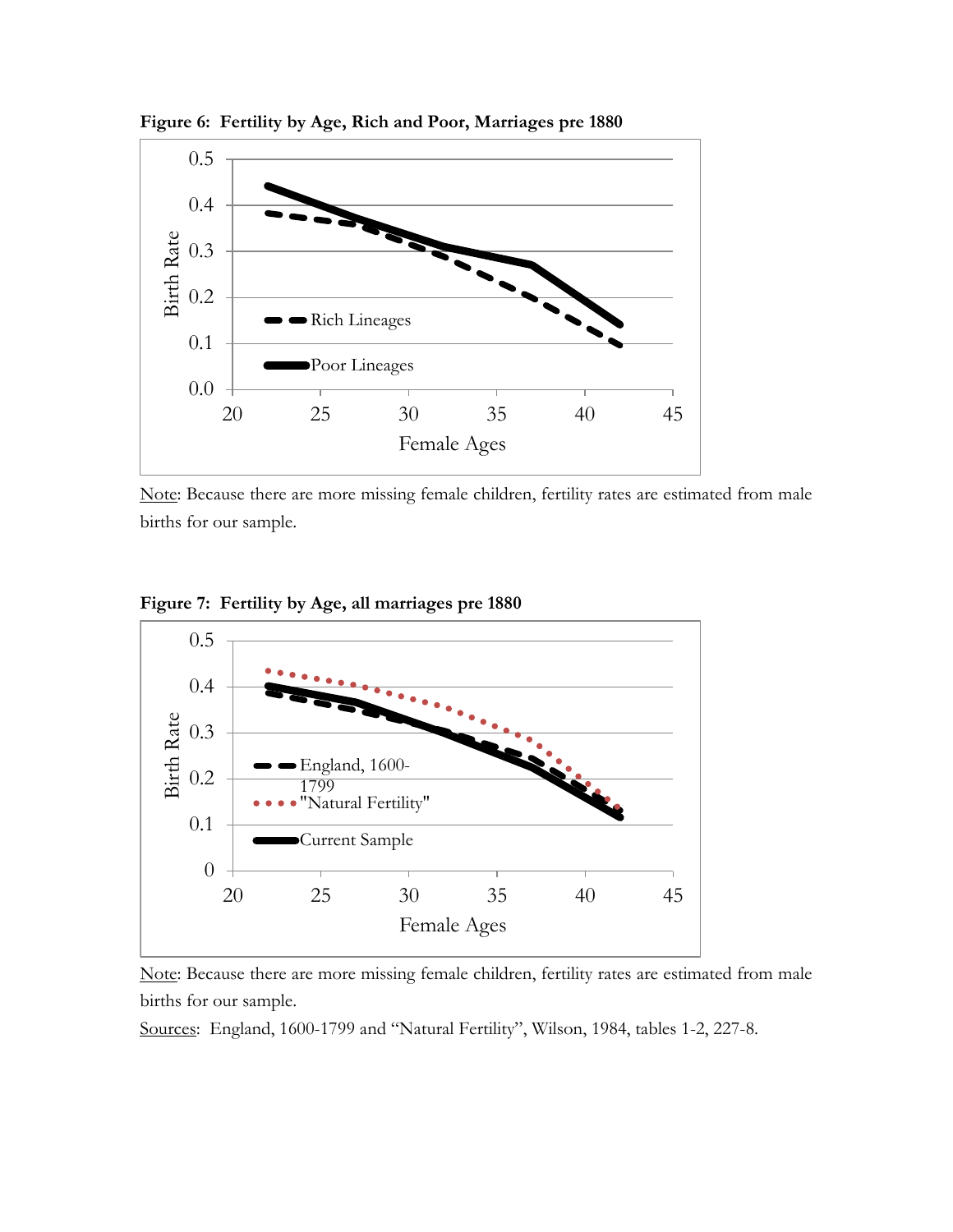**Figure 6: Fertility by Age, Rich and Poor, Marriages pre 1880**

Note: Because there are more missing female children, fertility rates are estimated from male births for our sample.

**Figure 7: Fertility by Age, all marriages pre 1880**

Note: Because there are more missing female children, fertility rates are estimated from male births for our sample.

Sources: England, 1600-1799 and "Natural Fertility", Wilson, 1984, tables 1-2, 227-8.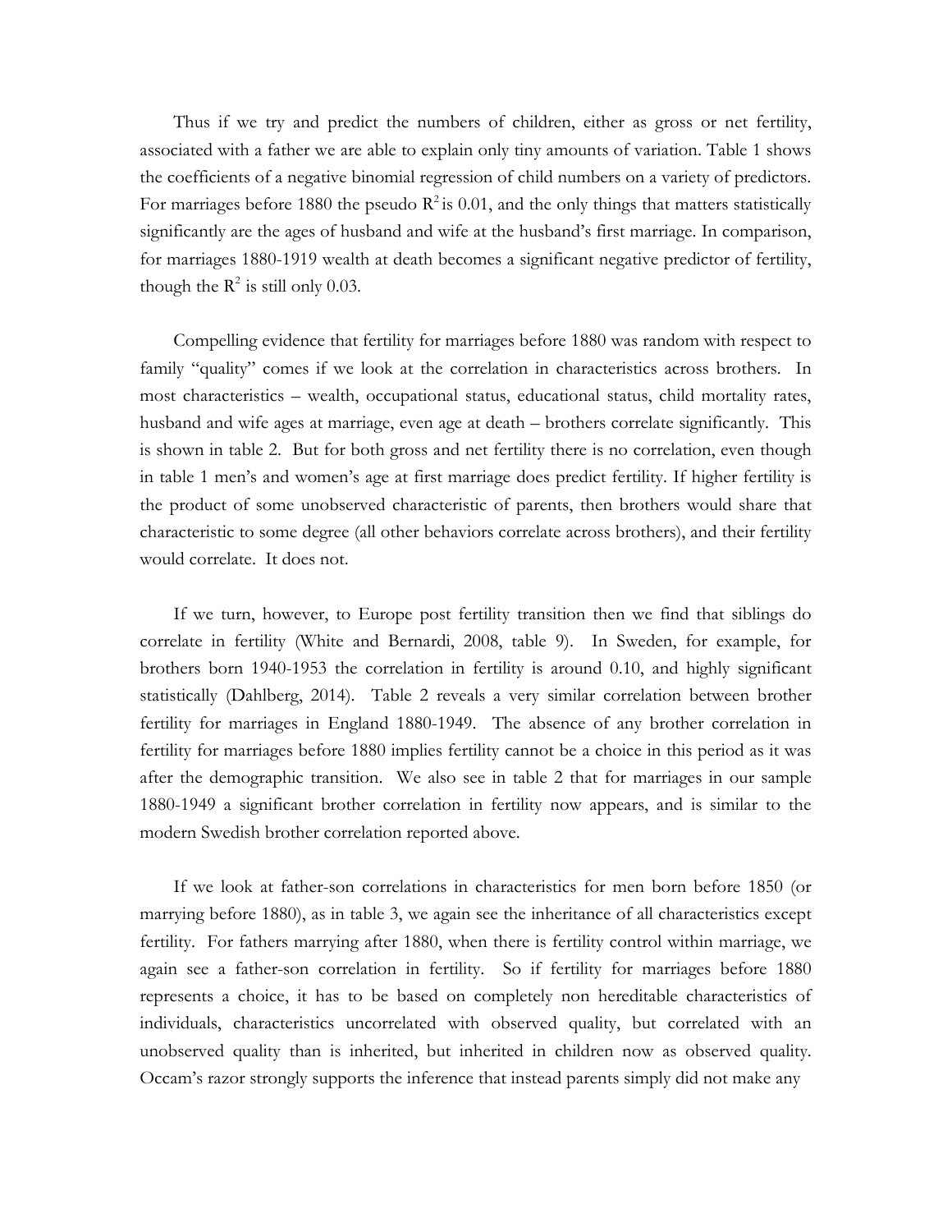Thus if we try and predict the numbers of children, either as gross or net fertility, associated with a father we are able to explain only tiny amounts of variation. Table 1 shows the coefficients of a negative binomial regression of child numbers on a variety of predictors. For marriages before 1880 the pseudo $R^2$ is 0.01, and the only things that matters statistically significantly are the ages of husband and wife at the husband's first marriage. In comparison, for marriages 1880-1919 wealth at death becomes a significant negative predictor of fertility, though the $R^2$ is still only 0.03.

Compelling evidence that fertility for marriages before 1880 was random with respect to family "quality" comes if we look at the correlation in characteristics across brothers. In most characteristics – wealth, occupational status, educational status, child mortality rates, husband and wife ages at marriage, even age at death – brothers correlate significantly. This is shown in table 2. But for both gross and net fertility there is no correlation, even though in table 1 men's and women's age at first marriage does predict fertility. If higher fertility is the product of some unobserved characteristic of parents, then brothers would share that characteristic to some degree (all other behaviors correlate across brothers), and their fertility would correlate. It does not.

If we turn, however, to Europe post fertility transition then we find that siblings do correlate in fertility (White and Bernardi, 2008, table 9). In Sweden, for example, for brothers born 1940-1953 the correlation in fertility is around 0.10, and highly significant statistically (Dahlberg, 2014). Table 2 reveals a very similar correlation between brother fertility for marriages in England 1880-1949. The absence of any brother correlation in fertility for marriages before 1880 implies fertility cannot be a choice in this period as it was after the demographic transition. We also see in table 2 that for marriages in our sample 1880-1949 a significant brother correlation in fertility now appears, and is similar to the modern Swedish brother correlation reported above.

If we look at father-son correlations in characteristics for men born before 1850 (or marrying before 1880), as in table 3, we again see the inheritance of all characteristics except fertility. For fathers marrying after 1880, when there is fertility control within marriage, we again see a father-son correlation in fertility. So if fertility for marriages before 1880 represents a choice, it has to be based on completely non hereditable characteristics of individuals, characteristics uncorrelated with observed quality, but correlated with an unobserved quality than is inherited, but inherited in children now as observed quality. Occam's razor strongly supports the inference that instead parents simply did not make any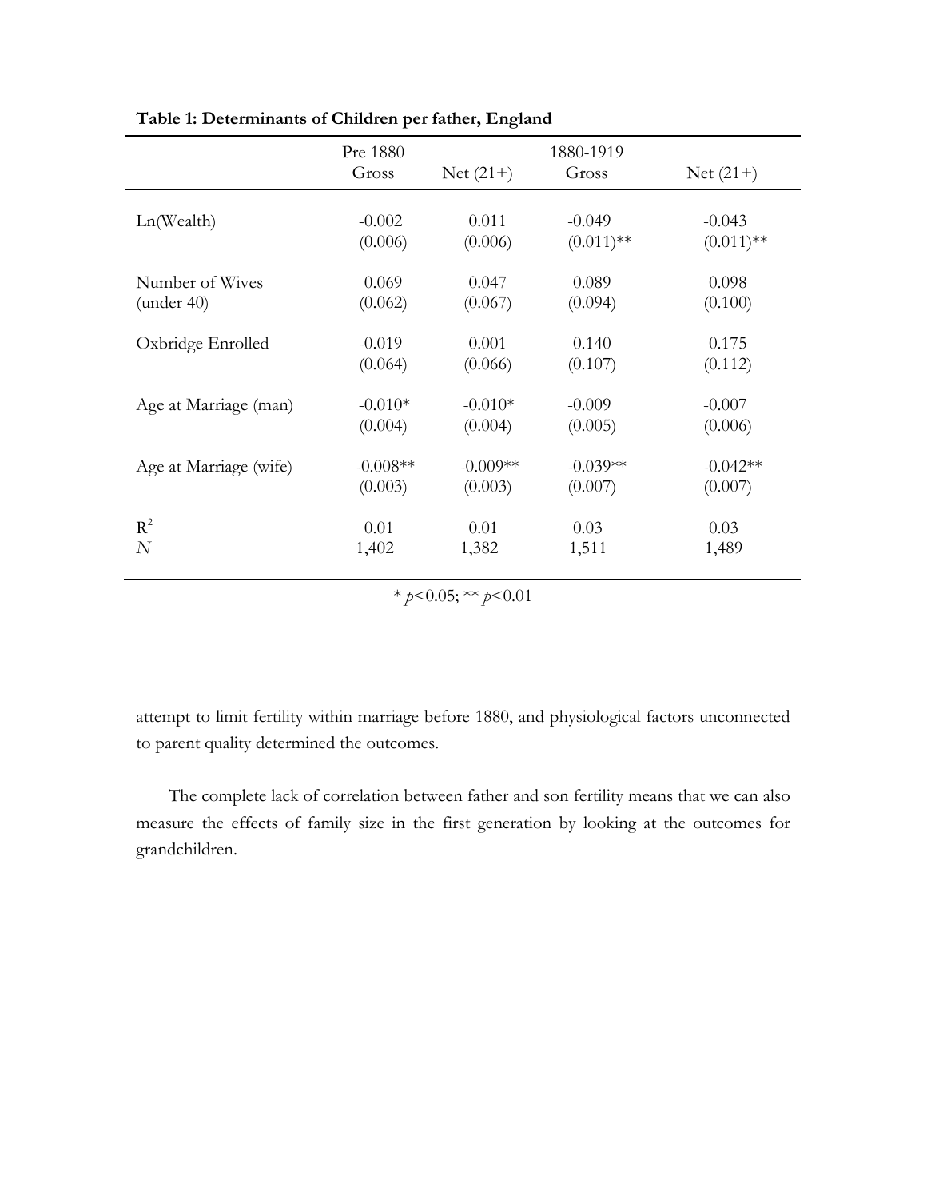**Table 1: Determinants of Children per father, England**

| | Pre 1880 Gross | Net (21+) | 1880-1919 Gross | Net (21+) |
|---|---|---|---|---|
| Ln(Wealth) | -0.002 | 0.011 | -0.049 | -0.043 |
| | (0.006) | (0.006) | (0.011)** | (0.011)** |
| Number of Wives (under 40) | 0.069 | 0.047 | 0.089 | 0.098 |
| | (0.062) | (0.067) | (0.094) | (0.100) |
| Oxbridge Enrolled | -0.019 | 0.001 | 0.140 | 0.175 |
| | (0.064) | (0.066) | (0.107) | (0.112) |
| Age at Marriage (man) | -0.010* | -0.010* | -0.009 | -0.007 |
| | (0.004) | (0.004) | (0.005) | (0.006) |
| Age at Marriage (wife) | -0.008** | -0.009** | -0.039** | -0.042** |
| | (0.003) | (0.003) | (0.007) | (0.007) |
| $R^2$ | 0.01 | 0.01 | 0.03 | 0.03 |
| *N* | 1,402 | 1,382 | 1,511 | 1,489 |

\* $p<0.05$; ** $p<0.01$

attempt to limit fertility within marriage before 1880, and physiological factors unconnected to parent quality determined the outcomes.

The complete lack of correlation between father and son fertility means that we can also measure the effects of family size in the first generation by looking at the outcomes for grandchildren.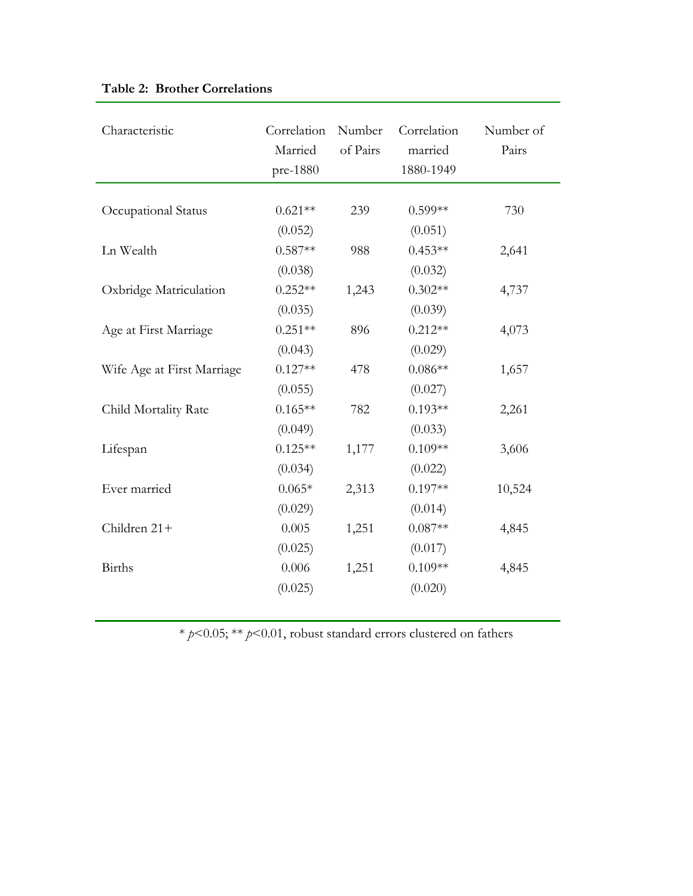**Table 2: Brother Correlations**

| Characteristic | Correlation Married pre-1880 | Number of Pairs | Correlation married 1880-1949 | Number of Pairs |
|---|---|---|---|---|
| Occupational Status | 0.621** | 239 | 0.599** | 730 |
| | (0.052) | | (0.051) | |
| Ln Wealth | 0.587** | 988 | 0.453** | 2,641 |
| | (0.038) | | (0.032) | |
| Oxbridge Matriculation | 0.252** | 1,243 | 0.302** | 4,737 |
| | (0.035) | | (0.039) | |
| Age at First Marriage | 0.251** | 896 | 0.212** | 4,073 |
| | (0.043) | | (0.029) | |
| Wife Age at First Marriage | 0.127** | 478 | 0.086** | 1,657 |
| | (0.055) | | (0.027) | |
| Child Mortality Rate | 0.165** | 782 | 0.193** | 2,261 |
| | (0.049) | | (0.033) | |
| Lifespan | 0.125** | 1,177 | 0.109** | 3,606 |
| | (0.034) | | (0.022) | |
| Ever married | 0.065* | 2,313 | 0.197** | 10,524 |
| | (0.029) | | (0.014) | |
| Children 21+ | 0.005 | 1,251 | 0.087** | 4,845 |
| | (0.025) | | (0.017) | |
| Births | 0.006 | 1,251 | 0.109** | 4,845 |
| | (0.025) | | (0.020) | |

* $p<0.05$; ** $p<0.01$, robust standard errors clustered on fathers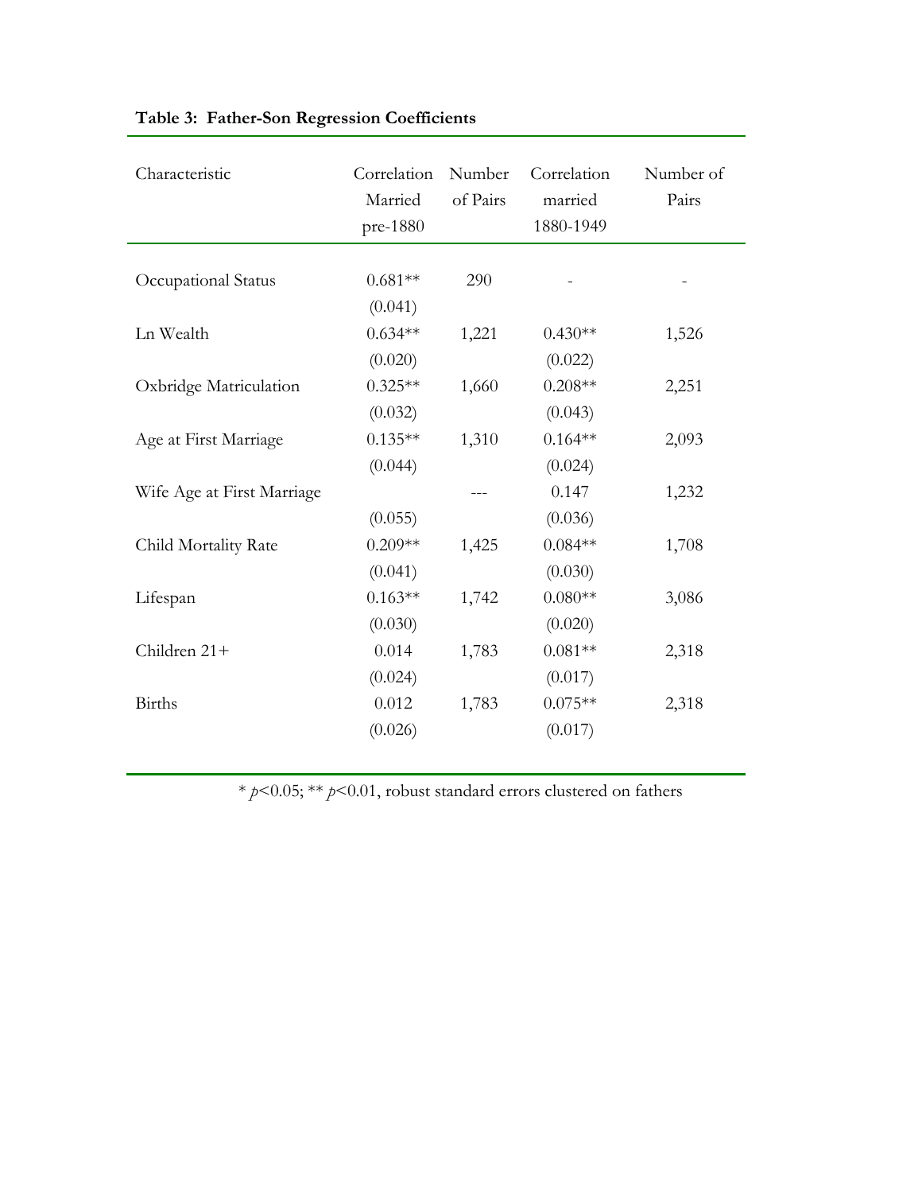**Table 3: Father-Son Regression Coefficients**

| Characteristic | Correlation Married pre-1880 | Number of Pairs | Correlation married 1880-1949 | Number of Pairs |
|---|---|---|---|---|
| Occupational Status | 0.681** | 290 | - | - |
| | (0.041) | | | |
| Ln Wealth | 0.634** | 1,221 | 0.430** | 1,526 |
| | (0.020) | | (0.022) | |
| Oxbridge Matriculation | 0.325** | 1,660 | 0.208** | 2,251 |
| | (0.032) | | (0.043) | |
| Age at First Marriage | 0.135** | 1,310 | 0.164** | 2,093 |
| | (0.044) | | (0.024) | |
| Wife Age at First Marriage | | --- | 0.147 | 1,232 |
| | (0.055) | | (0.036) | |
| Child Mortality Rate | 0.209** | 1,425 | 0.084** | 1,708 |
| | (0.041) | | (0.030) | |
| Lifespan | 0.163** | 1,742 | 0.080** | 3,086 |
| | (0.030) | | (0.020) | |
| Children 21+ | 0.014 | 1,783 | 0.081** | 2,318 |
| | (0.024) | | (0.017) | |
| Births | 0.012 | 1,783 | 0.075** | 2,318 |
| | (0.026) | | (0.017) | |

* $p<0.05$; ** $p<0.01$, robust standard errors clustered on fathers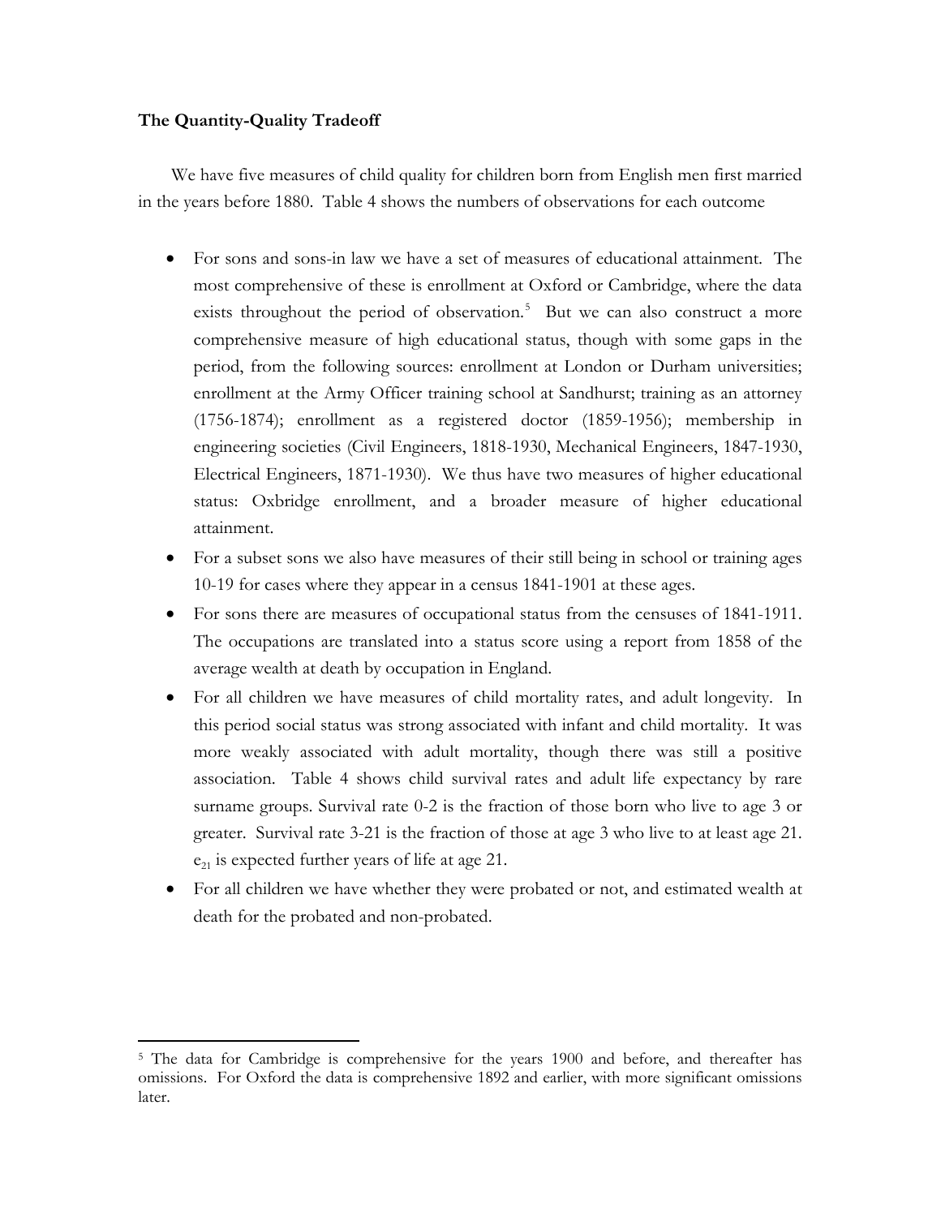**The Quantity-Quality Tradeoff**

We have five measures of child quality for children born from English men first married in the years before 1880. Table 4 shows the numbers of observations for each outcome

- For sons and sons-in law we have a set of measures of educational attainment. The most comprehensive of these is enrollment at Oxford or Cambridge, where the data exists throughout the period of observation.[5] But we can also construct a more comprehensive measure of high educational status, though with some gaps in the period, from the following sources: enrollment at London or Durham universities; enrollment at the Army Officer training school at Sandhurst; training as an attorney (1756-1874); enrollment as a registered doctor (1859-1956); membership in engineering societies (Civil Engineers, 1818-1930, Mechanical Engineers, 1847-1930, Electrical Engineers, 1871-1930). We thus have two measures of higher educational status: Oxbridge enrollment, and a broader measure of higher educational attainment.
- For a subset sons we also have measures of their still being in school or training ages 10-19 for cases where they appear in a census 1841-1901 at these ages.
- For sons there are measures of occupational status from the censuses of 1841-1911. The occupations are translated into a status score using a report from 1858 of the average wealth at death by occupation in England.
- For all children we have measures of child mortality rates, and adult longevity. In this period social status was strong associated with infant and child mortality. It was more weakly associated with adult mortality, though there was still a positive association. Table 4 shows child survival rates and adult life expectancy by rare surname groups. Survival rate 0-2 is the fraction of those born who live to age 3 or greater. Survival rate 3-21 is the fraction of those at age 3 who live to at least age 21. $e_{21}$ is expected further years of life at age 21.
- For all children we have whether they were probated or not, and estimated wealth at death for the probated and non-probated.

[5] The data for Cambridge is comprehensive for the years 1900 and before, and thereafter has omissions. For Oxford the data is comprehensive 1892 and earlier, with more significant omissions later.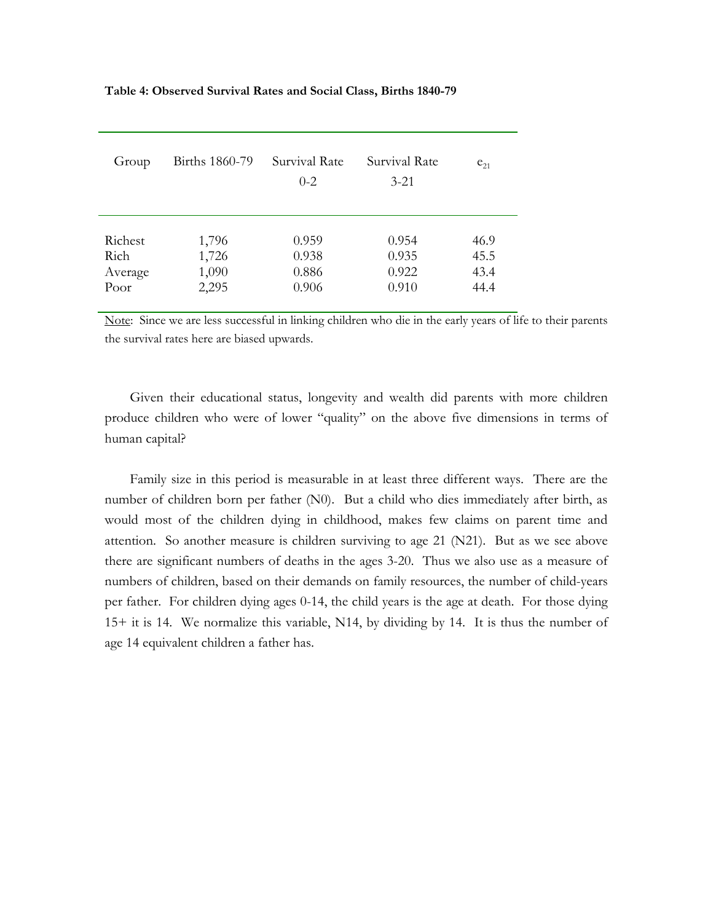**Table 4: Observed Survival Rates and Social Class, Births 1840-79**

| Group | Births 1860-79 | Survival Rate 0-2 | Survival Rate 3-21 | $e_{21}$ |
|---|---|---|---|---|
| Richest | 1,796 | 0.959 | 0.954 | 46.9 |
| Rich | 1,726 | 0.938 | 0.935 | 45.5 |
| Average | 1,090 | 0.886 | 0.922 | 43.4 |
| Poor | 2,295 | 0.906 | 0.910 | 44.4 |

Note: Since we are less successful in linking children who die in the early years of life to their parents the survival rates here are biased upwards.

Given their educational status, longevity and wealth did parents with more children produce children who were of lower "quality" on the above five dimensions in terms of human capital?

Family size in this period is measurable in at least three different ways. There are the number of children born per father (N0). But a child who dies immediately after birth, as would most of the children dying in childhood, makes few claims on parent time and attention. So another measure is children surviving to age 21 (N21). But as we see above there are significant numbers of deaths in the ages 3-20. Thus we also use as a measure of numbers of children, based on their demands on family resources, the number of child-years per father. For children dying ages 0-14, the child years is the age at death. For those dying 15+ it is 14. We normalize this variable, N14, by dividing by 14. It is thus the number of age 14 equivalent children a father has.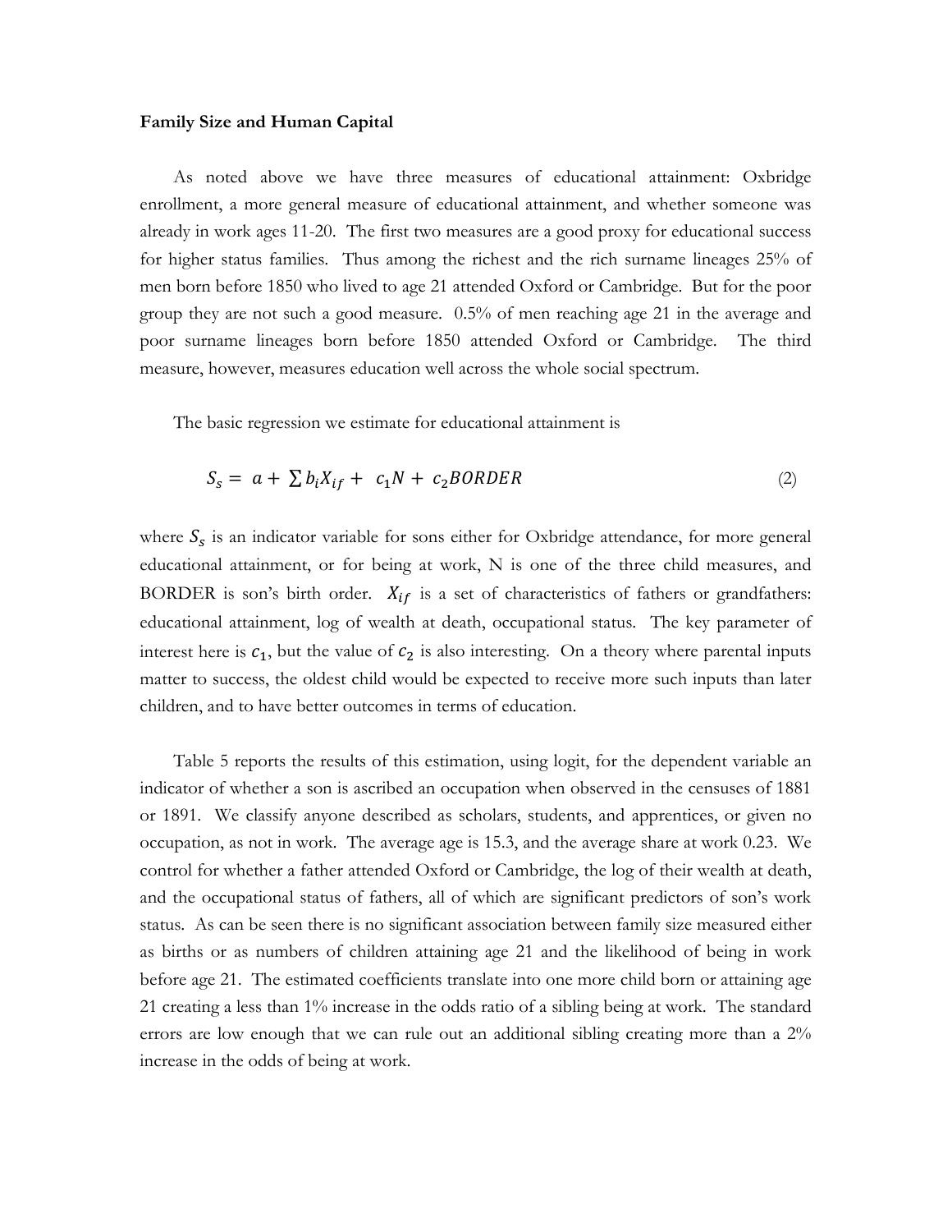**Family Size and Human Capital**

As noted above we have three measures of educational attainment: Oxbridge enrollment, a more general measure of educational attainment, and whether someone was already in work ages 11-20. The first two measures are a good proxy for educational success for higher status families. Thus among the richest and the rich surname lineages 25% of men born before 1850 who lived to age 21 attended Oxford or Cambridge. But for the poor group they are not such a good measure. 0.5% of men reaching age 21 in the average and poor surname lineages born before 1850 attended Oxford or Cambridge. The third measure, however, measures education well across the whole social spectrum.

The basic regression we estimate for educational attainment is

$$S_s = a + \sum b_i X_{if} + c_1 N + c_2 BORDER \tag{2}$$

where $S_s$ is an indicator variable for sons either for Oxbridge attendance, for more general educational attainment, or for being at work, N is one of the three child measures, and BORDER is son's birth order. $X_{if}$ is a set of characteristics of fathers or grandfathers: educational attainment, log of wealth at death, occupational status. The key parameter of interest here is $c_1$, but the value of $c_2$ is also interesting. On a theory where parental inputs matter to success, the oldest child would be expected to receive more such inputs than later children, and to have better outcomes in terms of education.

Table 5 reports the results of this estimation, using logit, for the dependent variable an indicator of whether a son is ascribed an occupation when observed in the censuses of 1881 or 1891. We classify anyone described as scholars, students, and apprentices, or given no occupation, as not in work. The average age is 15.3, and the average share at work 0.23. We control for whether a father attended Oxford or Cambridge, the log of their wealth at death, and the occupational status of fathers, all of which are significant predictors of son's work status. As can be seen there is no significant association between family size measured either as births or as numbers of children attaining age 21 and the likelihood of being in work before age 21. The estimated coefficients translate into one more child born or attaining age 21 creating a less than 1% increase in the odds ratio of a sibling being at work. The standard errors are low enough that we can rule out an additional sibling creating more than a 2% increase in the odds of being at work.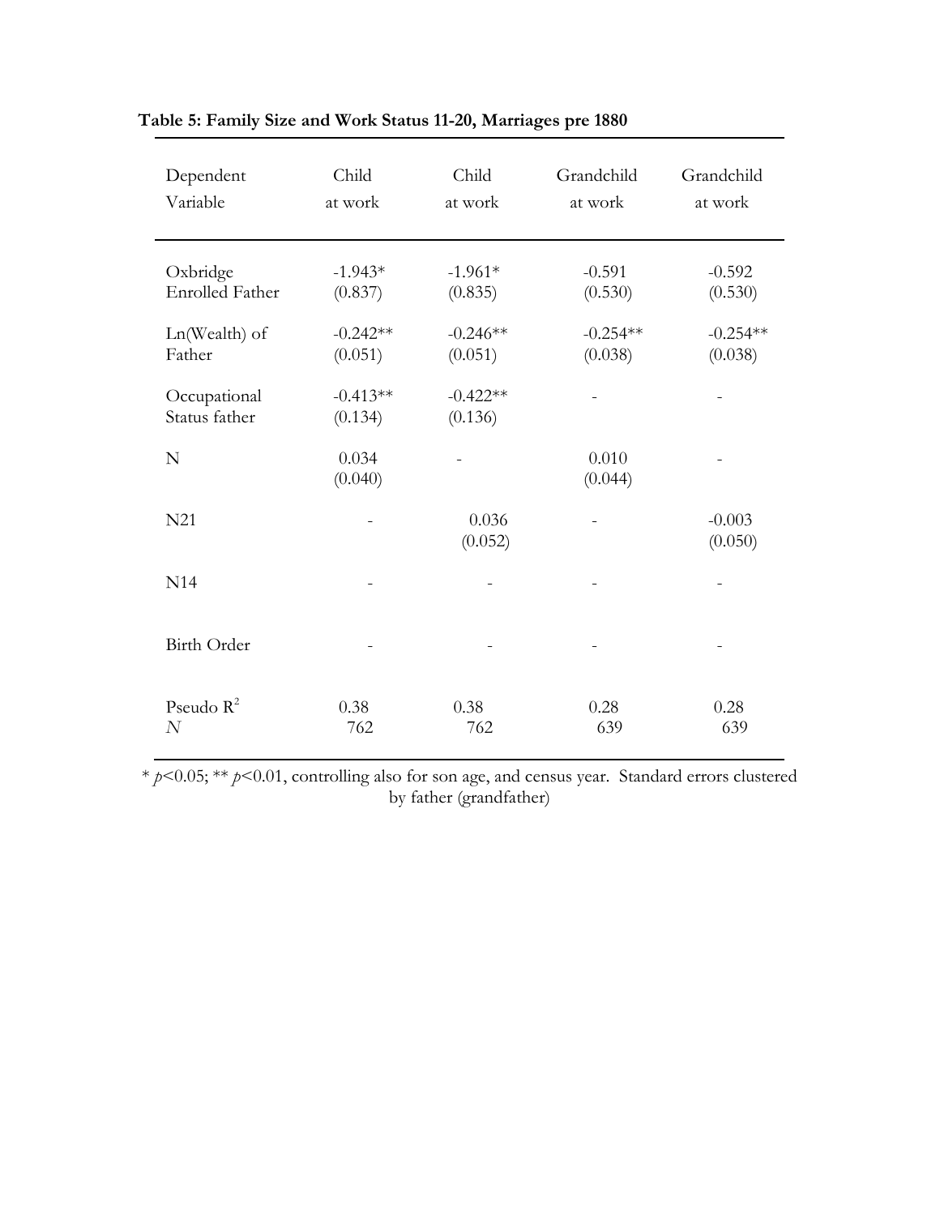**Table 5: Family Size and Work Status 11-20, Marriages pre 1880**

| Dependent Variable | Child at work | Child at work | Grandchild at work | Grandchild at work |
|---|---|---|---|---|
| Oxbridge Enrolled Father | -1.943* (0.837) | -1.961* (0.835) | -0.591 (0.530) | -0.592 (0.530) |
| Ln(Wealth) of Father | -0.242** (0.051) | -0.246** (0.051) | -0.254** (0.038) | -0.254** (0.038) |
| Occupational Status father | -0.413** (0.134) | -0.422** (0.136) | - | - |
| N | 0.034 (0.040) | - | 0.010 (0.044) | - |
| N21 | - | 0.036 (0.052) | - | -0.003 (0.050) |
| N14 | - | - | - | - |
| Birth Order | - | - | - | - |
| Pseudo $R^2$ | 0.38 | 0.38 | 0.28 | 0.28 |
| *N* | 762 | 762 | 639 | 639 |

* $p<0.05$; ** $p<0.01$, controlling also for son age, and census year. Standard errors clustered by father (grandfather)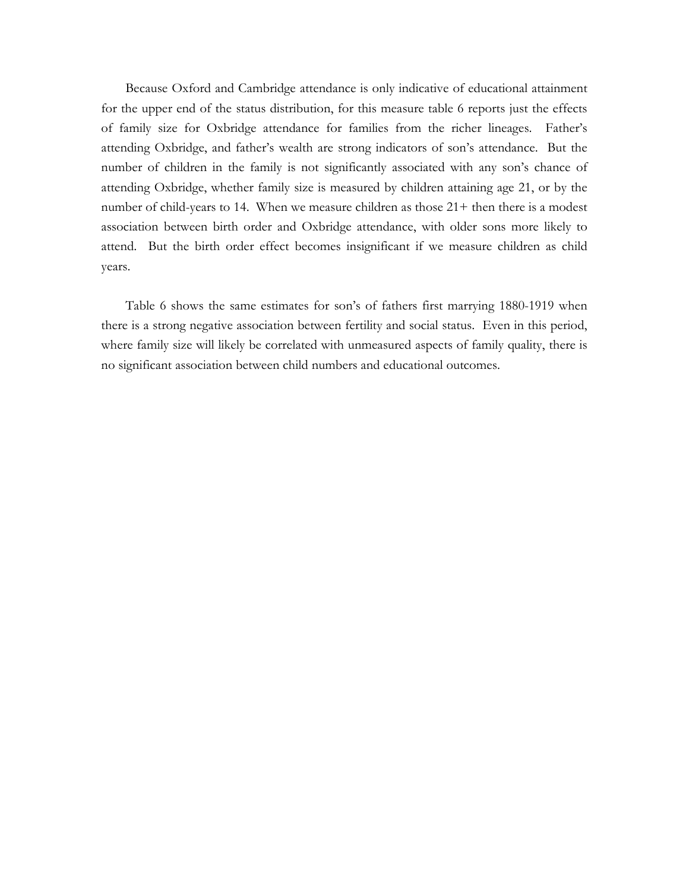Because Oxford and Cambridge attendance is only indicative of educational attainment for the upper end of the status distribution, for this measure table 6 reports just the effects of family size for Oxbridge attendance for families from the richer lineages. Father's attending Oxbridge, and father's wealth are strong indicators of son's attendance. But the number of children in the family is not significantly associated with any son's chance of attending Oxbridge, whether family size is measured by children attaining age 21, or by the number of child-years to 14. When we measure children as those 21+ then there is a modest association between birth order and Oxbridge attendance, with older sons more likely to attend. But the birth order effect becomes insignificant if we measure children as child years.

Table 6 shows the same estimates for son's of fathers first marrying 1880-1919 when there is a strong negative association between fertility and social status. Even in this period, where family size will likely be correlated with unmeasured aspects of family quality, there is no significant association between child numbers and educational outcomes.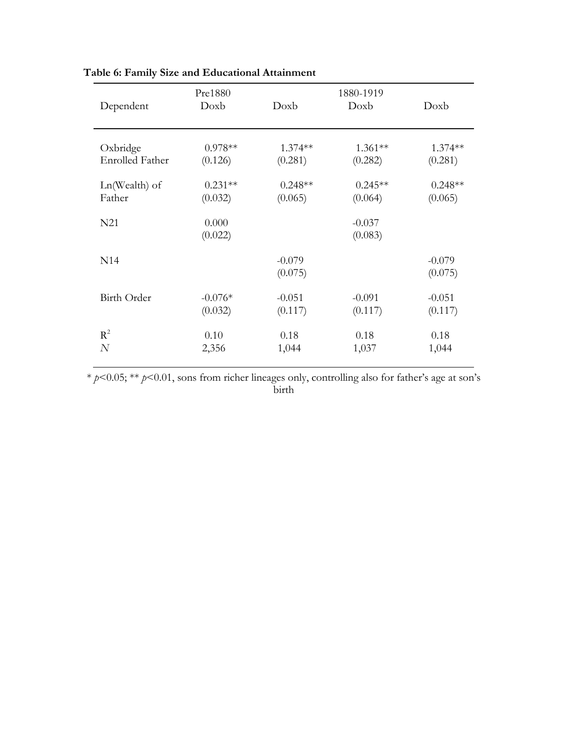**Table 6: Family Size and Educational Attainment**

| | Pre1880 | 1880-1919 | | |
|---|---|---|---|---|
| Dependent | Doxb | Doxb | Doxb | Doxb |
| Oxbridge Enrolled Father | 0.978** (0.126) | 1.374** (0.281) | 1.361** (0.282) | 1.374** (0.281) |
| Ln(Wealth) of Father | 0.231** (0.032) | 0.248** (0.065) | 0.245** (0.064) | 0.248** (0.065) |
| N21 | 0.000 (0.022) | | -0.037 (0.083) | |
| N14 | | -0.079 (0.075) | | -0.079 (0.075) |
| Birth Order | -0.076* (0.032) | -0.051 (0.117) | -0.091 (0.117) | -0.051 (0.117) |
| $R^2$ | 0.10 | 0.18 | 0.18 | 0.18 |
| $N$ | 2,356 | 1,044 | 1,037 | 1,044 |

* $p$<0.05; ** $p$<0.01, sons from richer lineages only, controlling also for father's age at son's birth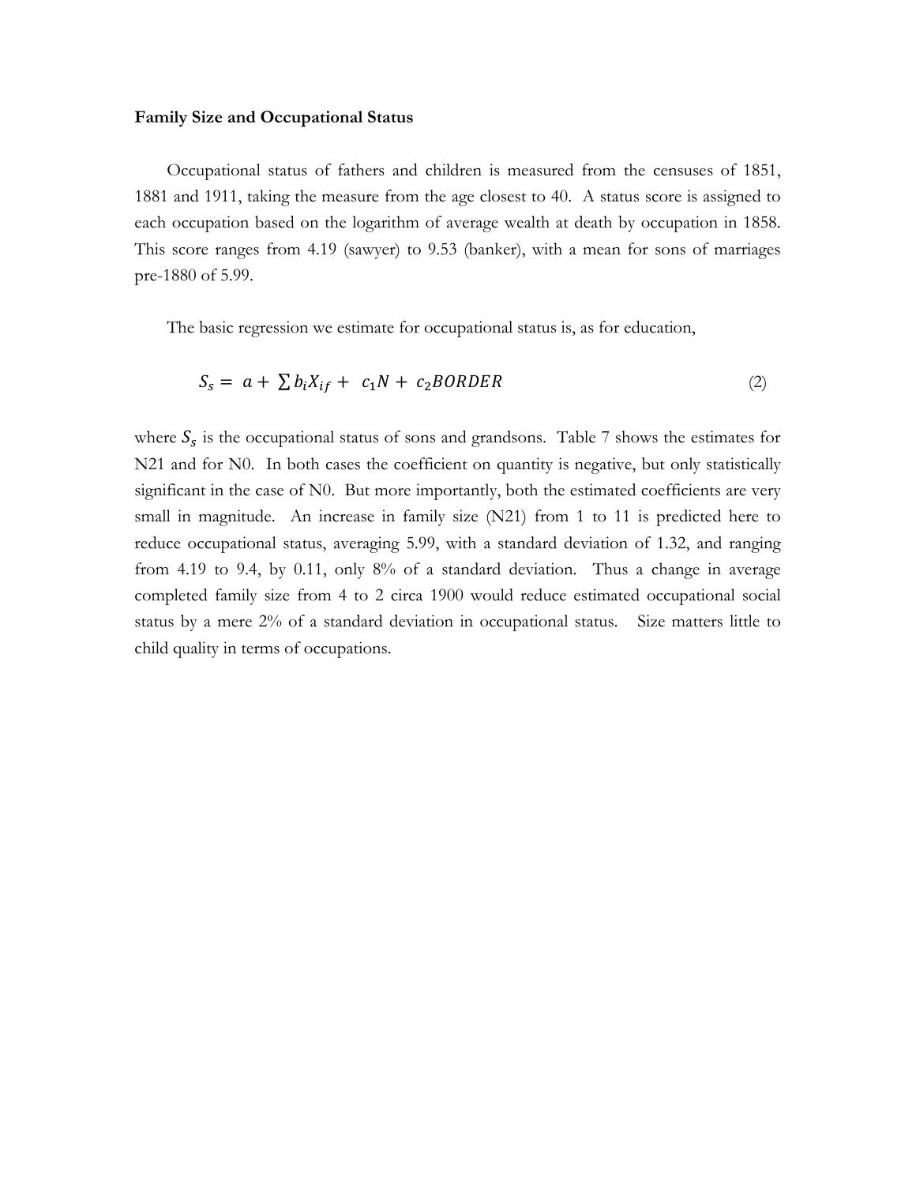**Family Size and Occupational Status**

Occupational status of fathers and children is measured from the censuses of 1851, 1881 and 1911, taking the measure from the age closest to 40. A status score is assigned to each occupation based on the logarithm of average wealth at death by occupation in 1858. This score ranges from 4.19 (sawyer) to 9.53 (banker), with a mean for sons of marriages pre-1880 of 5.99.

The basic regression we estimate for occupational status is, as for education,

$$S_s = a + \sum b_i X_{if} + c_1 N + c_2 BORDER \tag{2}$$

where $S_s$ is the occupational status of sons and grandsons. Table 7 shows the estimates for N21 and for N0. In both cases the coefficient on quantity is negative, but only statistically significant in the case of N0. But more importantly, both the estimated coefficients are very small in magnitude. An increase in family size (N21) from 1 to 11 is predicted here to reduce occupational status, averaging 5.99, with a standard deviation of 1.32, and ranging from 4.19 to 9.4, by 0.11, only 8% of a standard deviation. Thus a change in average completed family size from 4 to 2 circa 1900 would reduce estimated occupational social status by a mere 2% of a standard deviation in occupational status. Size matters little to child quality in terms of occupations.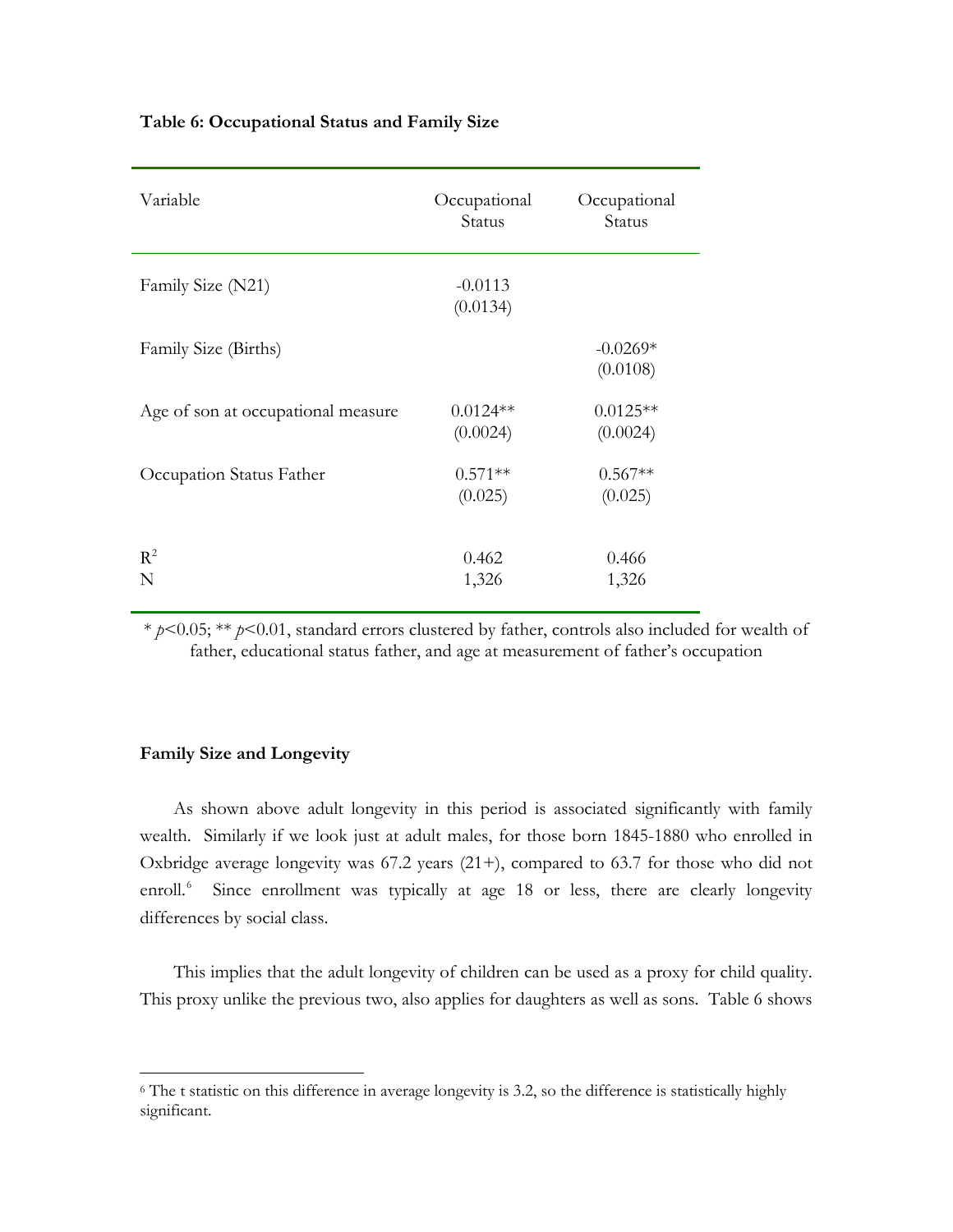**Table 6: Occupational Status and Family Size**

| Variable | Occupational Status | Occupational Status |
|---|---|---|
| Family Size (N21) | -0.0113<br>(0.0134) | |
| Family Size (Births) | | -0.0269*<br>(0.0108) |
| Age of son at occupational measure | 0.0124**<br>(0.0024) | 0.0125**<br>(0.0024) |
| Occupation Status Father | 0.571**<br>(0.025) | 0.567**<br>(0.025) |
| $R^2$ | 0.462 | 0.466 |
| N | 1,326 | 1,326 |

* $p<0.05$; ** $p<0.01$, standard errors clustered by father, controls also included for wealth of father, educational status father, and age at measurement of father's occupation

**Family Size and Longevity**

As shown above adult longevity in this period is associated significantly with family wealth. Similarly if we look just at adult males, for those born 1845-1880 who enrolled in Oxbridge average longevity was 67.2 years (21+), compared to 63.7 for those who did not enroll.[6] Since enrollment was typically at age 18 or less, there are clearly longevity differences by social class.

This implies that the adult longevity of children can be used as a proxy for child quality. This proxy unlike the previous two, also applies for daughters as well as sons. Table 6 shows

[6] The t statistic on this difference in average longevity is 3.2, so the difference is statistically highly significant.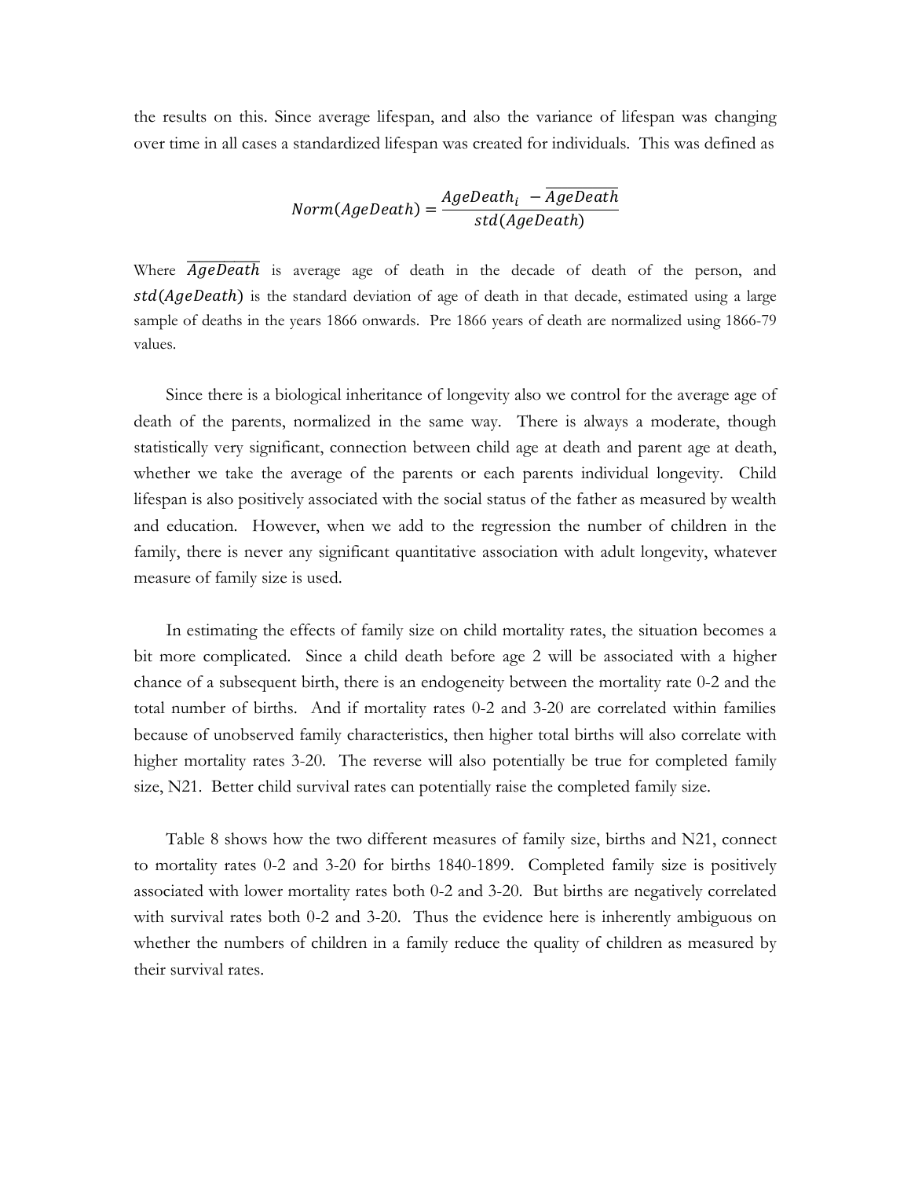the results on this. Since average lifespan, and also the variance of lifespan was changing over time in all cases a standardized lifespan was created for individuals. This was defined as

$$Norm(AgeDeath) = \frac{AgeDeath_i - \overline{AgeDeath}}{std(AgeDeath)}$$

Where $\overline{AgeDeath}$ is average age of death in the decade of death of the person, and $std(AgeDeath)$ is the standard deviation of age of death in that decade, estimated using a large sample of deaths in the years 1866 onwards. Pre 1866 years of death are normalized using 1866-79 values.

Since there is a biological inheritance of longevity also we control for the average age of death of the parents, normalized in the same way. There is always a moderate, though statistically very significant, connection between child age at death and parent age at death, whether we take the average of the parents or each parents individual longevity. Child lifespan is also positively associated with the social status of the father as measured by wealth and education. However, when we add to the regression the number of children in the family, there is never any significant quantitative association with adult longevity, whatever measure of family size is used.

In estimating the effects of family size on child mortality rates, the situation becomes a bit more complicated. Since a child death before age 2 will be associated with a higher chance of a subsequent birth, there is an endogeneity between the mortality rate 0-2 and the total number of births. And if mortality rates 0-2 and 3-20 are correlated within families because of unobserved family characteristics, then higher total births will also correlate with higher mortality rates 3-20. The reverse will also potentially be true for completed family size, N21. Better child survival rates can potentially raise the completed family size.

Table 8 shows how the two different measures of family size, births and N21, connect to mortality rates 0-2 and 3-20 for births 1840-1899. Completed family size is positively associated with lower mortality rates both 0-2 and 3-20. But births are negatively correlated with survival rates both 0-2 and 3-20. Thus the evidence here is inherently ambiguous on whether the numbers of children in a family reduce the quality of children as measured by their survival rates.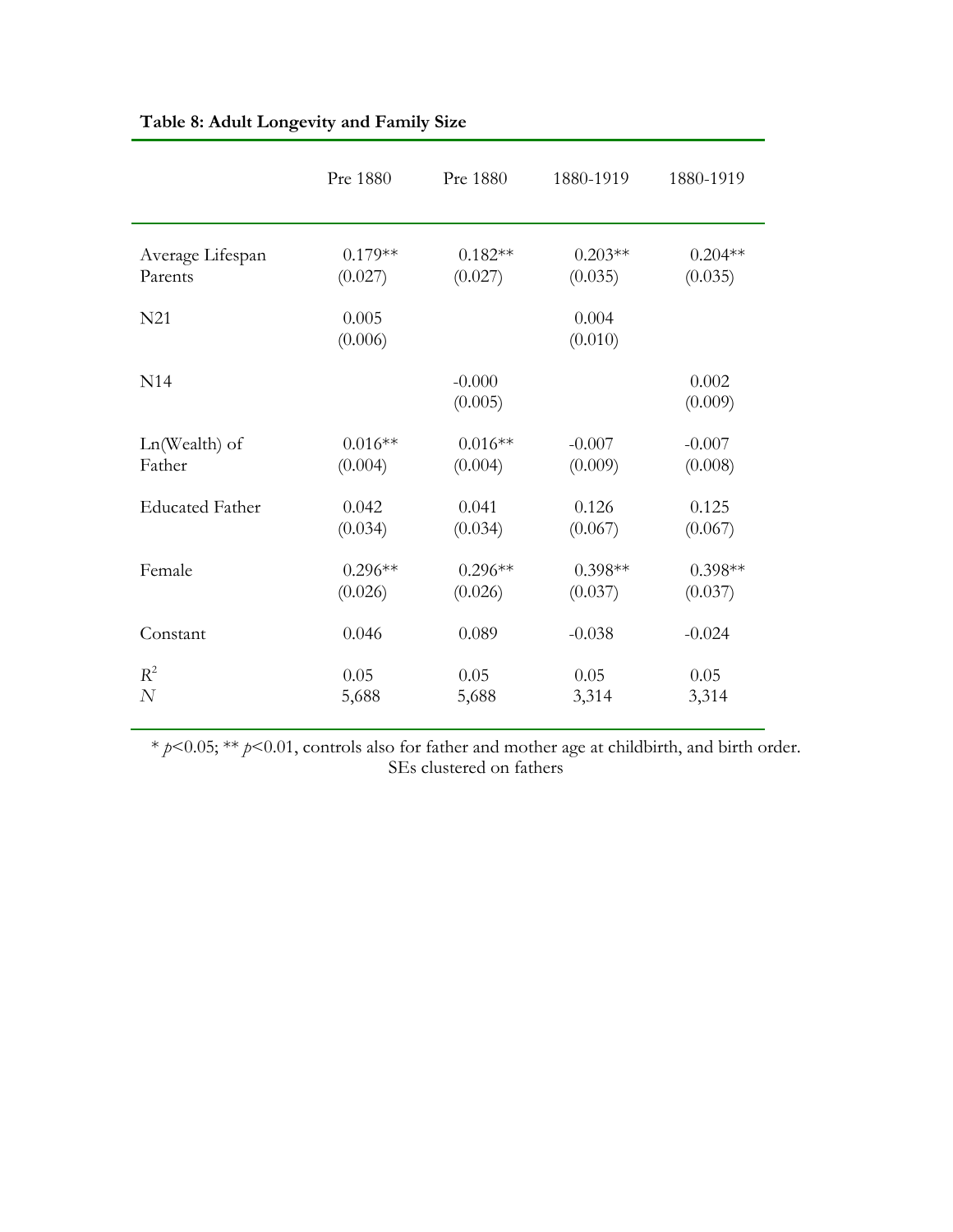**Table 8: Adult Longevity and Family Size**

| | Pre 1880 | Pre 1880 | 1880-1919 | 1880-1919 |
|---|---|---|---|---|
| Average Lifespan Parents | 0.179** | 0.182** | 0.203** | 0.204** |
| | (0.027) | (0.027) | (0.035) | (0.035) |
| N21 | 0.005 | | 0.004 | |
| | (0.006) | | (0.010) | |
| N14 | | -0.000 | | 0.002 |
| | | (0.005) | | (0.009) |
| Ln(Wealth) of Father | 0.016** | 0.016** | -0.007 | -0.007 |
| | (0.004) | (0.004) | (0.009) | (0.008) |
| Educated Father | 0.042 | 0.041 | 0.126 | 0.125 |
| | (0.034) | (0.034) | (0.067) | (0.067) |
| Female | 0.296** | 0.296** | 0.398** | 0.398** |
| | (0.026) | (0.026) | (0.037) | (0.037) |
| Constant | 0.046 | 0.089 | -0.038 | -0.024 |
| $R^2$ | 0.05 | 0.05 | 0.05 | 0.05 |
| $N$ | 5,688 | 5,688 | 3,314 | 3,314 |

* $p<0.05$; ** $p<0.01$, controls also for father and mother age at childbirth, and birth order. SEs clustered on fathers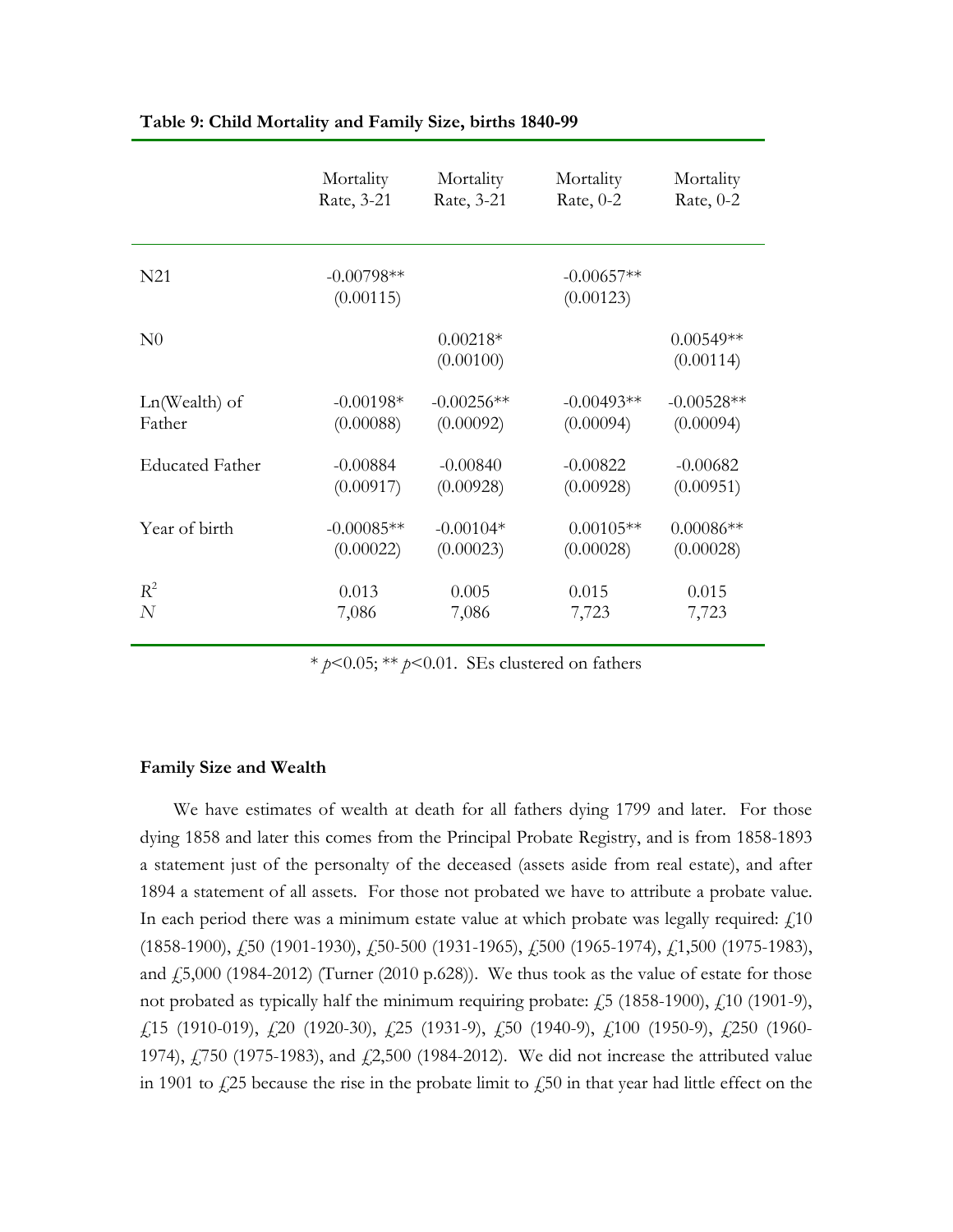**Table 9: Child Mortality and Family Size, births 1840-99**

| | Mortality Rate, 3-21 | Mortality Rate, 3-21 | Mortality Rate, 0-2 | Mortality Rate, 0-2 |
|---|---|---|---|---|
| N21 | -0.00798** | | -0.00657** | |
| | (0.00115) | | (0.00123) | |
| N0 | | 0.00218* | | 0.00549** |
| | | (0.00100) | | (0.00114) |
| Ln(Wealth) of Father | -0.00198* | -0.00256** | -0.00493** | -0.00528** |
| | (0.00088) | (0.00092) | (0.00094) | (0.00094) |
| Educated Father | -0.00884 | -0.00840 | -0.00822 | -0.00682 |
| | (0.00917) | (0.00928) | (0.00928) | (0.00951) |
| Year of birth | -0.00085** | -0.00104* | 0.00105** | 0.00086** |
| | (0.00022) | (0.00023) | (0.00028) | (0.00028) |
| $R^2$ | 0.013 | 0.005 | 0.015 | 0.015 |
| $N$ | 7,086 | 7,086 | 7,723 | 7,723 |

* $p$<0.05; ** $p$<0.01. SEs clustered on fathers

**Family Size and Wealth**

We have estimates of wealth at death for all fathers dying 1799 and later. For those dying 1858 and later this comes from the Principal Probate Registry, and is from 1858-1893 a statement just of the personalty of the deceased (assets aside from real estate), and after 1894 a statement of all assets. For those not probated we have to attribute a probate value. In each period there was a minimum estate value at which probate was legally required: £10 (1858-1900), £50 (1901-1930), £50-500 (1931-1965), £500 (1965-1974), £1,500 (1975-1983), and £5,000 (1984-2012) (Turner (2010 p.628)). We thus took as the value of estate for those not probated as typically half the minimum requiring probate: £5 (1858-1900), £10 (1901-9), £15 (1910-019), £20 (1920-30), £25 (1931-9), £50 (1940-9), £100 (1950-9), £250 (1960-1974), £750 (1975-1983), and £2,500 (1984-2012). We did not increase the attributed value in 1901 to £25 because the rise in the probate limit to £50 in that year had little effect on the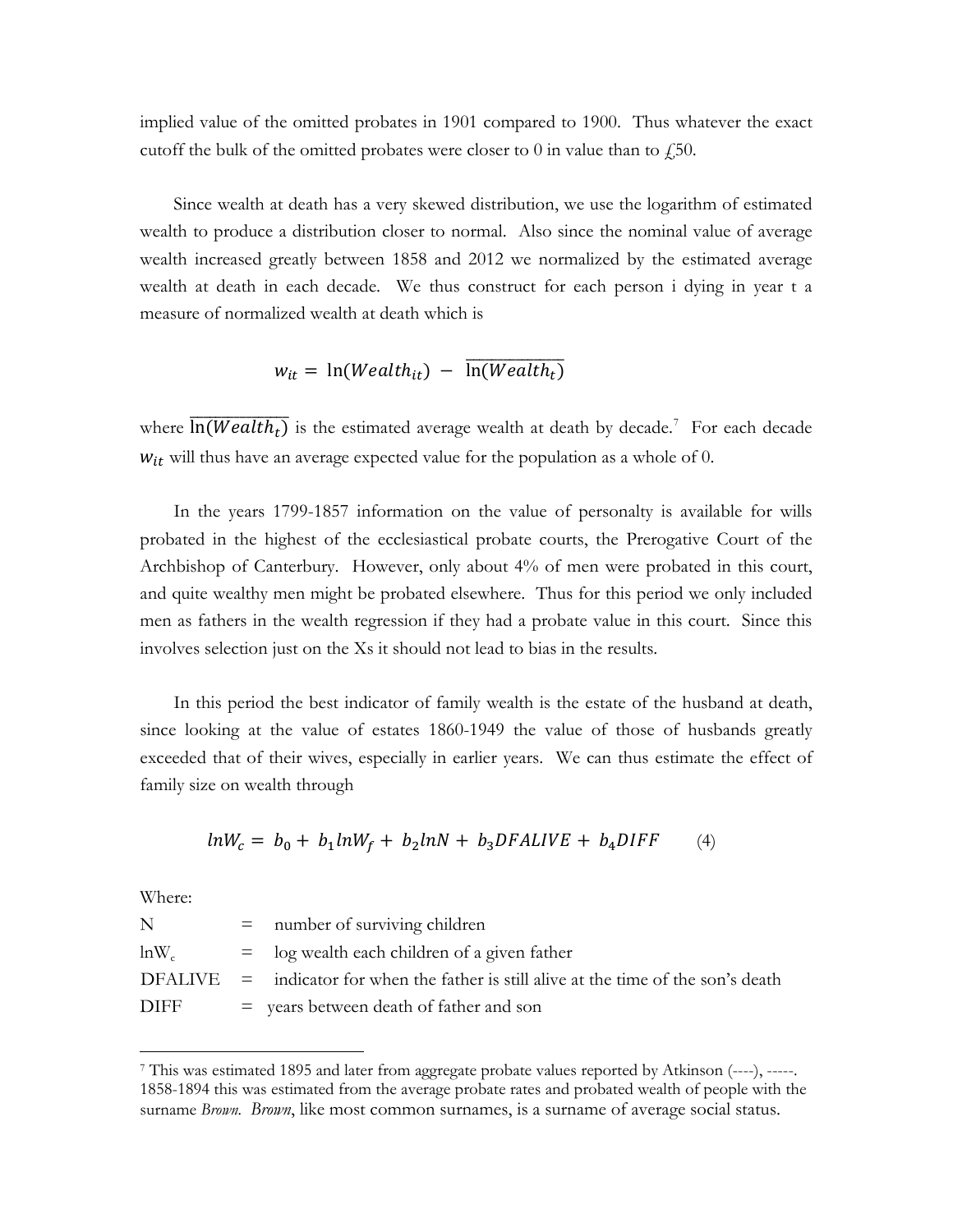implied value of the omitted probates in 1901 compared to 1900. Thus whatever the exact cutoff the bulk of the omitted probates were closer to 0 in value than to £50.

Since wealth at death has a very skewed distribution, we use the logarithm of estimated wealth to produce a distribution closer to normal. Also since the nominal value of average wealth increased greatly between 1858 and 2012 we normalized by the estimated average wealth at death in each decade. We thus construct for each person i dying in year t a measure of normalized wealth at death which is

$$w_{it} = \ln(Wealth_{it}) - \overline{\ln(Wealth_t)}$$

where $\overline{\ln(Wealth_t)}$ is the estimated average wealth at death by decade.[7] For each decade $w_{it}$ will thus have an average expected value for the population as a whole of 0.

In the years 1799-1857 information on the value of personalty is available for wills probated in the highest of the ecclesiastical probate courts, the Prerogative Court of the Archbishop of Canterbury. However, only about 4% of men were probated in this court, and quite wealthy men might be probated elsewhere. Thus for this period we only included men as fathers in the wealth regression if they had a probate value in this court. Since this involves selection just on the Xs it should not lead to bias in the results.

In this period the best indicator of family wealth is the estate of the husband at death, since looking at the value of estates 1860-1949 the value of those of husbands greatly exceeded that of their wives, especially in earlier years. We can thus estimate the effect of family size on wealth through

$$lnW_c = b_0 + b_1 lnW_f + b_2 lnN + b_3 DFALIVE + b_4 DIFF \qquad (4)$$

Where:

| | | |
|---|---|---|
| N | = | number of surviving children |
| $\ln W_c$ | = | log wealth each children of a given father |
| DFALIVE | = | indicator for when the father is still alive at the time of the son's death |
| DIFF | = | years between death of father and son |

---

[7] This was estimated 1895 and later from aggregate probate values reported by Atkinson (----), -----. 1858-1894 this was estimated from the average probate rates and probated wealth of people with the surname *Brown*. *Brown*, like most common surnames, is a surname of average social status.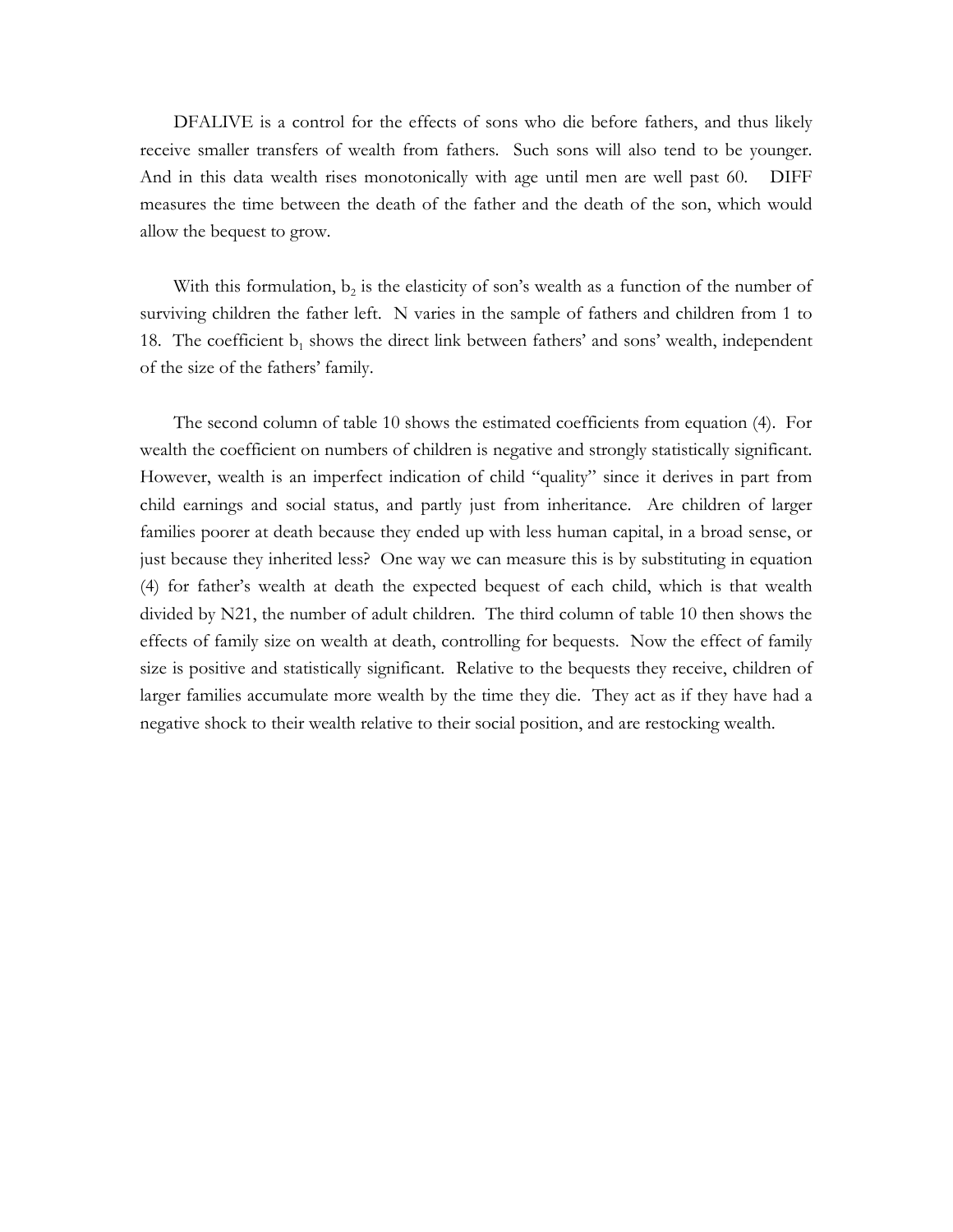DFALIVE is a control for the effects of sons who die before fathers, and thus likely receive smaller transfers of wealth from fathers. Such sons will also tend to be younger. And in this data wealth rises monotonically with age until men are well past 60. DIFF measures the time between the death of the father and the death of the son, which would allow the bequest to grow.

With this formulation, $b_2$ is the elasticity of son's wealth as a function of the number of surviving children the father left. N varies in the sample of fathers and children from 1 to 18. The coefficient $b_1$ shows the direct link between fathers' and sons' wealth, independent of the size of the fathers' family.

The second column of table 10 shows the estimated coefficients from equation (4). For wealth the coefficient on numbers of children is negative and strongly statistically significant. However, wealth is an imperfect indication of child "quality" since it derives in part from child earnings and social status, and partly just from inheritance. Are children of larger families poorer at death because they ended up with less human capital, in a broad sense, or just because they inherited less? One way we can measure this is by substituting in equation (4) for father's wealth at death the expected bequest of each child, which is that wealth divided by N21, the number of adult children. The third column of table 10 then shows the effects of family size on wealth at death, controlling for bequests. Now the effect of family size is positive and statistically significant. Relative to the bequests they receive, children of larger families accumulate more wealth by the time they die. They act as if they have had a negative shock to their wealth relative to their social position, and are restocking wealth.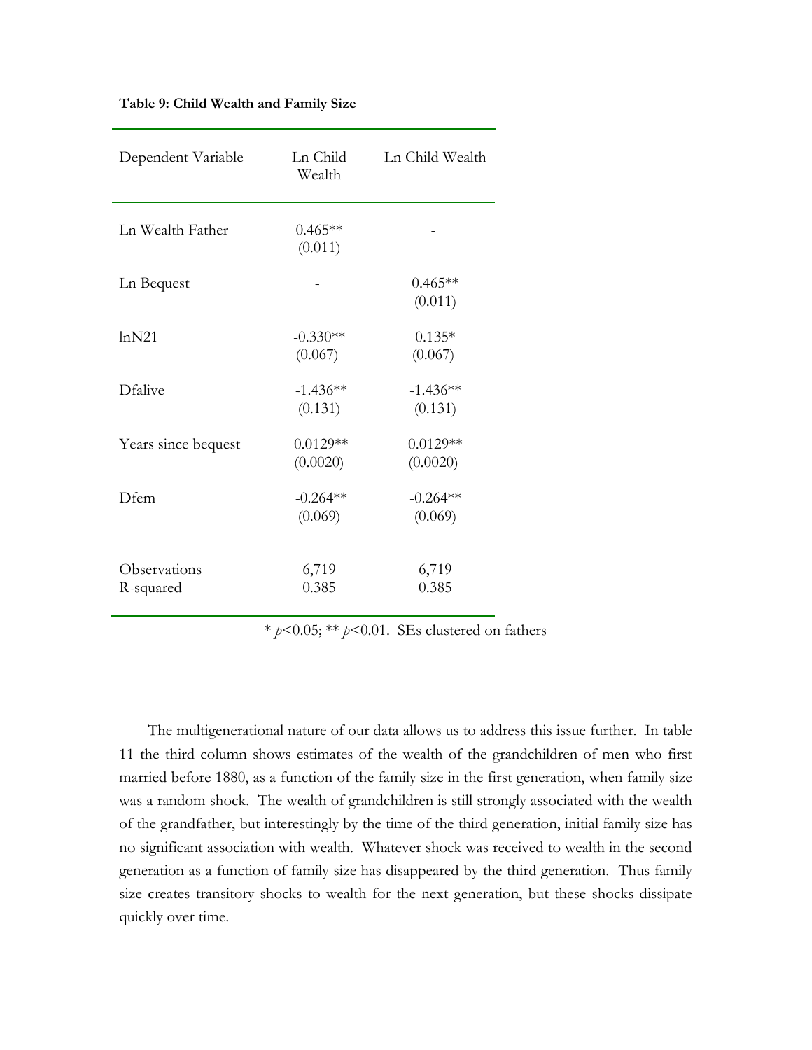**Table 9: Child Wealth and Family Size**

| Dependent Variable | Ln Child Wealth | Ln Child Wealth |
|---|---|---|
| Ln Wealth Father | 0.465** (0.011) | - |
| Ln Bequest | - | 0.465** (0.011) |
| lnN21 | -0.330** (0.067) | 0.135* (0.067) |
| Dfalive | -1.436** (0.131) | -1.436** (0.131) |
| Years since bequest | 0.0129** (0.0020) | 0.0129** (0.0020) |
| Dfem | -0.264** (0.069) | -0.264** (0.069) |
| Observations | 6,719 | 6,719 |
| R-squared | 0.385 | 0.385 |

\* $p<0.05$; ** $p<0.01$. SEs clustered on fathers

The multigenerational nature of our data allows us to address this issue further. In table 11 the third column shows estimates of the wealth of the grandchildren of men who first married before 1880, as a function of the family size in the first generation, when family size was a random shock. The wealth of grandchildren is still strongly associated with the wealth of the grandfather, but interestingly by the time of the third generation, initial family size has no significant association with wealth. Whatever shock was received to wealth in the second generation as a function of family size has disappeared by the third generation. Thus family size creates transitory shocks to wealth for the next generation, but these shocks dissipate quickly over time.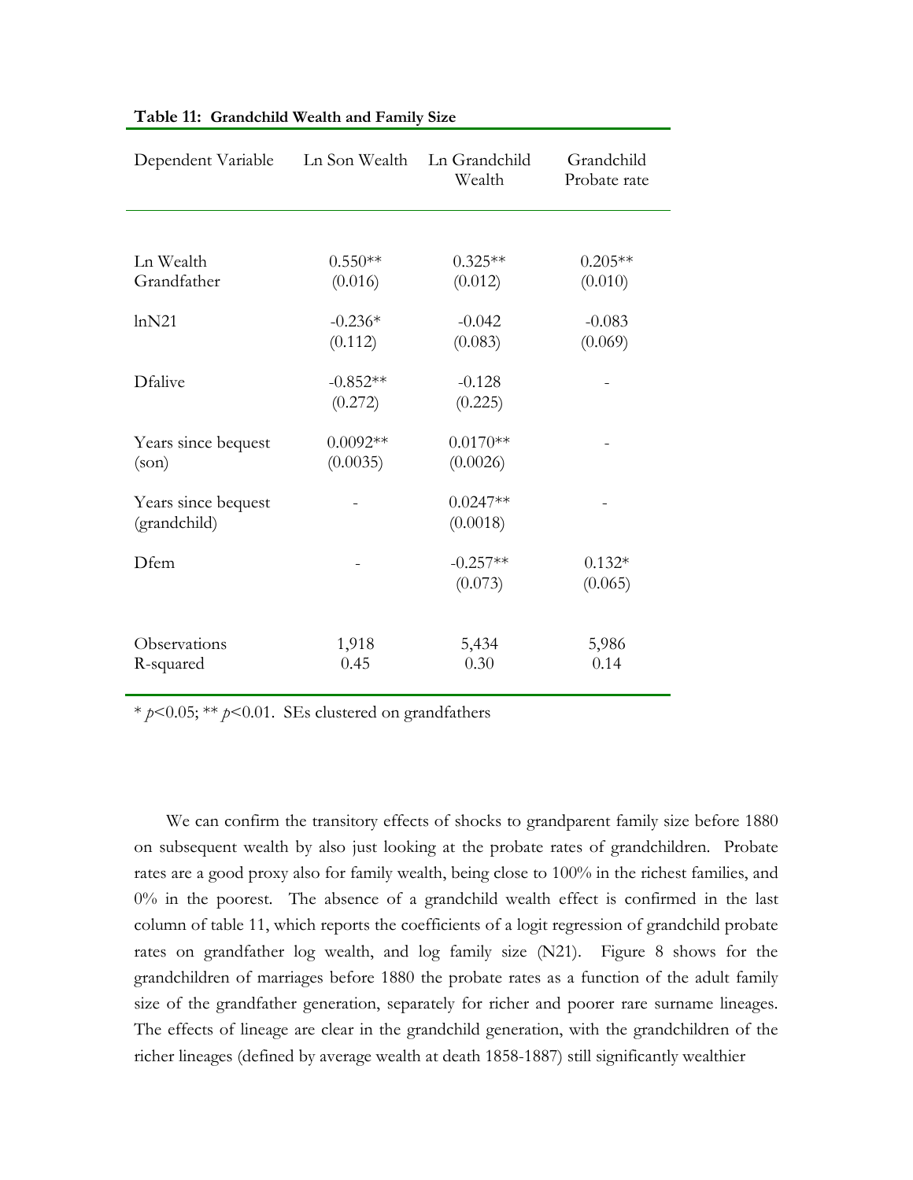**Table 11: Grandchild Wealth and Family Size**

| Dependent Variable | Ln Son Wealth | Ln Grandchild Wealth | Grandchild Probate rate |
|---|---|---|---|
| Ln Wealth Grandfather | 0.550** (0.016) | 0.325** (0.012) | 0.205** (0.010) |
| lnN21 | -0.236* (0.112) | -0.042 (0.083) | -0.083 (0.069) |
| Dfalive | -0.852** (0.272) | -0.128 (0.225) | - |
| Years since bequest (son) | 0.0092** (0.0035) | 0.0170** (0.0026) | - |
| Years since bequest (grandchild) | - | 0.0247** (0.0018) | - |
| Dfem | - | -0.257** (0.073) | 0.132* (0.065) |
| Observations | 1,918 | 5,434 | 5,986 |
| R-squared | 0.45 | 0.30 | 0.14 |

* $p<0.05$; ** $p<0.01$. SEs clustered on grandfathers

We can confirm the transitory effects of shocks to grandparent family size before 1880 on subsequent wealth by also just looking at the probate rates of grandchildren. Probate rates are a good proxy also for family wealth, being close to 100% in the richest families, and 0% in the poorest. The absence of a grandchild wealth effect is confirmed in the last column of table 11, which reports the coefficients of a logit regression of grandchild probate rates on grandfather log wealth, and log family size (N21). Figure 8 shows for the grandchildren of marriages before 1880 the probate rates as a function of the adult family size of the grandfather generation, separately for richer and poorer rare surname lineages. The effects of lineage are clear in the grandchild generation, with the grandchildren of the richer lineages (defined by average wealth at death 1858-1887) still significantly wealthier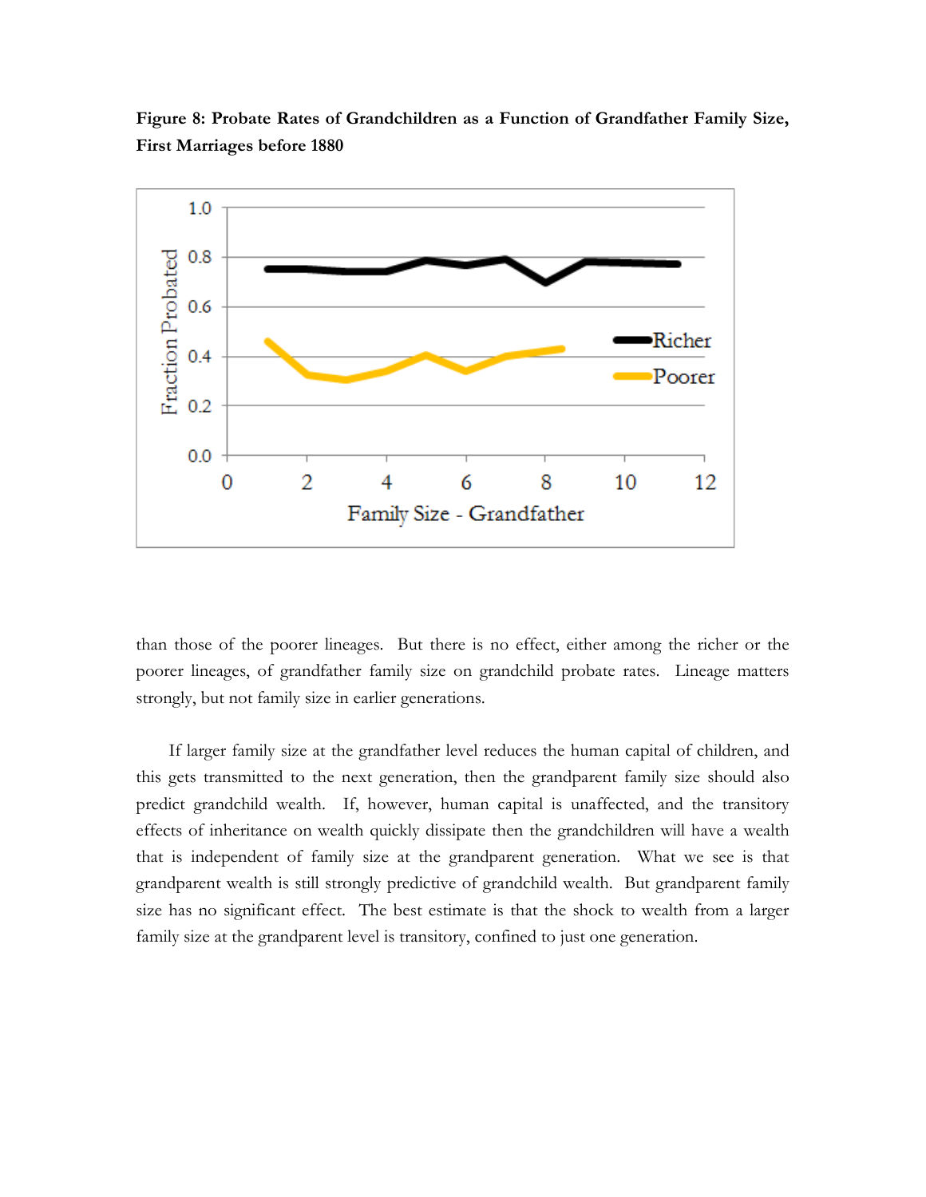**Figure 8: Probate Rates of Grandchildren as a Function of Grandfather Family Size, First Marriages before 1880**

than those of the poorer lineages. But there is no effect, either among the richer or the poorer lineages, of grandfather family size on grandchild probate rates. Lineage matters strongly, but not family size in earlier generations.

If larger family size at the grandfather level reduces the human capital of children, and this gets transmitted to the next generation, then the grandparent family size should also predict grandchild wealth. If, however, human capital is unaffected, and the transitory effects of inheritance on wealth quickly dissipate then the grandchildren will have a wealth that is independent of family size at the grandparent generation. What we see is that grandparent wealth is still strongly predictive of grandchild wealth. But grandparent family size has no significant effect. The best estimate is that the shock to wealth from a larger family size at the grandparent level is transitory, confined to just one generation.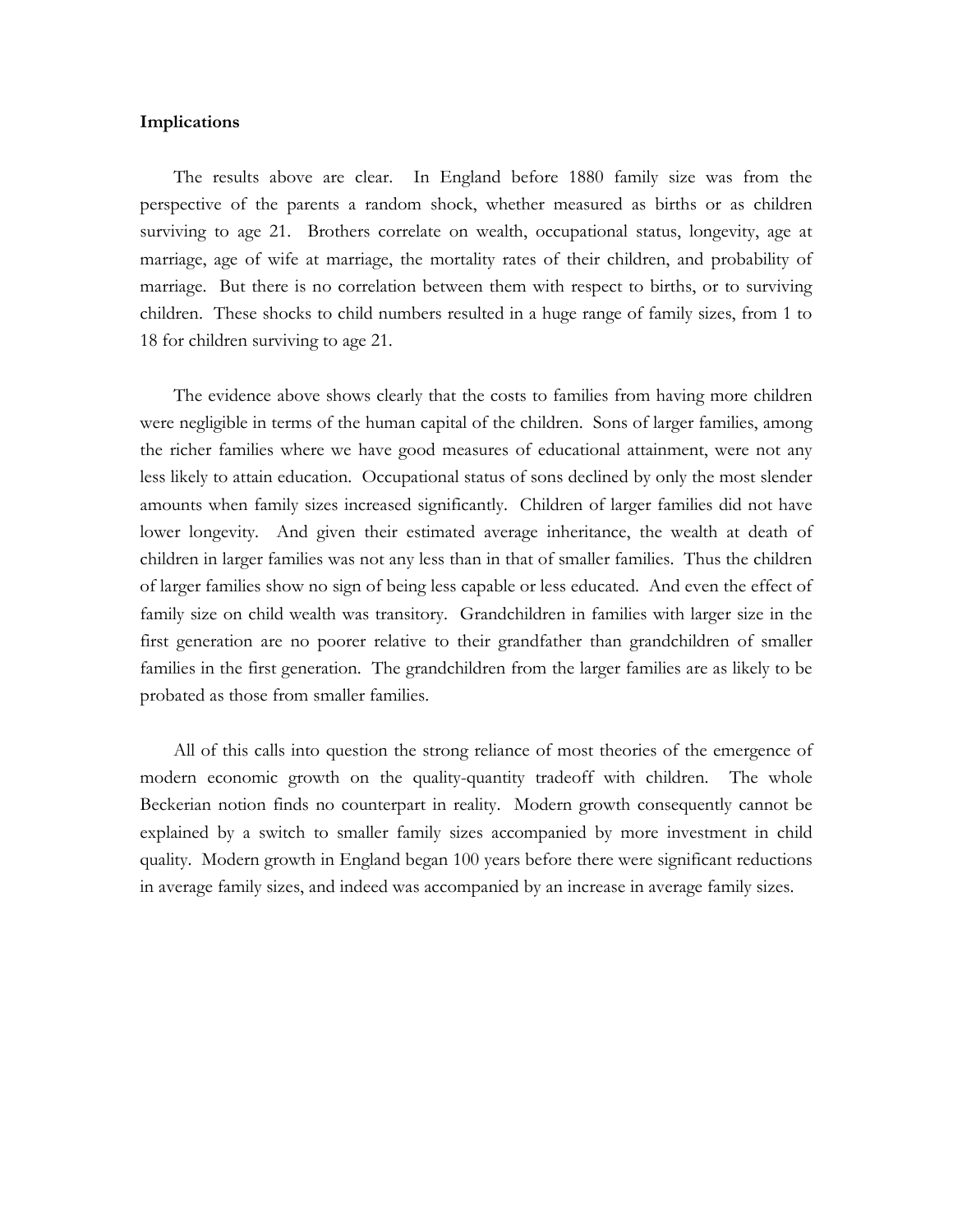**Implications**

The results above are clear. In England before 1880 family size was from the perspective of the parents a random shock, whether measured as births or as children surviving to age 21. Brothers correlate on wealth, occupational status, longevity, age at marriage, age of wife at marriage, the mortality rates of their children, and probability of marriage. But there is no correlation between them with respect to births, or to surviving children. These shocks to child numbers resulted in a huge range of family sizes, from 1 to 18 for children surviving to age 21.

The evidence above shows clearly that the costs to families from having more children were negligible in terms of the human capital of the children. Sons of larger families, among the richer families where we have good measures of educational attainment, were not any less likely to attain education. Occupational status of sons declined by only the most slender amounts when family sizes increased significantly. Children of larger families did not have lower longevity. And given their estimated average inheritance, the wealth at death of children in larger families was not any less than in that of smaller families. Thus the children of larger families show no sign of being less capable or less educated. And even the effect of family size on child wealth was transitory. Grandchildren in families with larger size in the first generation are no poorer relative to their grandfather than grandchildren of smaller families in the first generation. The grandchildren from the larger families are as likely to be probated as those from smaller families.

All of this calls into question the strong reliance of most theories of the emergence of modern economic growth on the quality-quantity tradeoff with children. The whole Beckerian notion finds no counterpart in reality. Modern growth consequently cannot be explained by a switch to smaller family sizes accompanied by more investment in child quality. Modern growth in England began 100 years before there were significant reductions in average family sizes, and indeed was accompanied by an increase in average family sizes.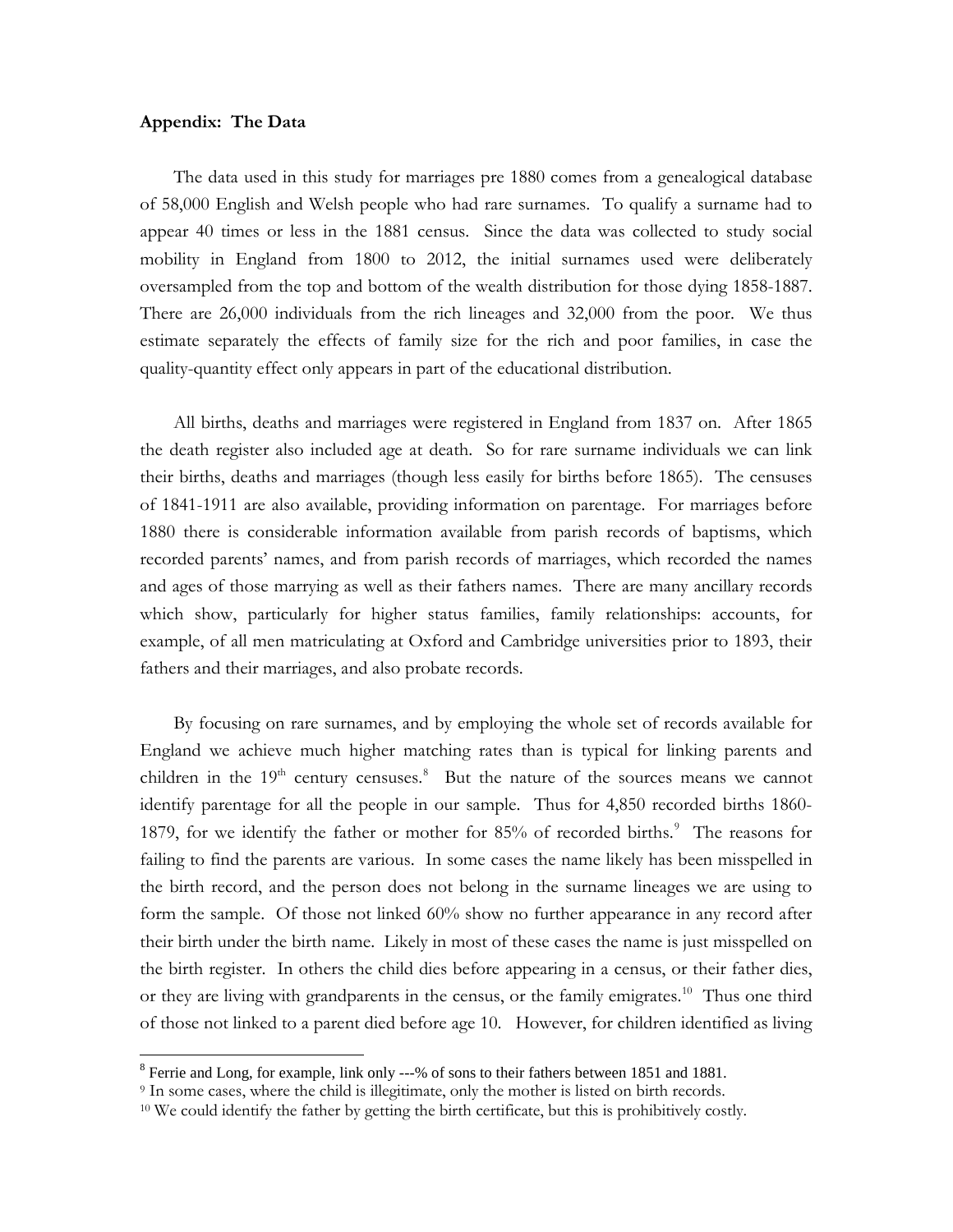**Appendix: The Data**

The data used in this study for marriages pre 1880 comes from a genealogical database of 58,000 English and Welsh people who had rare surnames. To qualify a surname had to appear 40 times or less in the 1881 census. Since the data was collected to study social mobility in England from 1800 to 2012, the initial surnames used were deliberately oversampled from the top and bottom of the wealth distribution for those dying 1858-1887. There are 26,000 individuals from the rich lineages and 32,000 from the poor. We thus estimate separately the effects of family size for the rich and poor families, in case the quality-quantity effect only appears in part of the educational distribution.

All births, deaths and marriages were registered in England from 1837 on. After 1865 the death register also included age at death. So for rare surname individuals we can link their births, deaths and marriages (though less easily for births before 1865). The censuses of 1841-1911 are also available, providing information on parentage. For marriages before 1880 there is considerable information available from parish records of baptisms, which recorded parents' names, and from parish records of marriages, which recorded the names and ages of those marrying as well as their fathers names. There are many ancillary records which show, particularly for higher status families, family relationships: accounts, for example, of all men matriculating at Oxford and Cambridge universities prior to 1893, their fathers and their marriages, and also probate records.

By focusing on rare surnames, and by employing the whole set of records available for England we achieve much higher matching rates than is typical for linking parents and children in the 19th century censuses.[8] But the nature of the sources means we cannot identify parentage for all the people in our sample. Thus for 4,850 recorded births 1860-1879, for we identify the father or mother for 85% of recorded births.[9] The reasons for failing to find the parents are various. In some cases the name likely has been misspelled in the birth record, and the person does not belong in the surname lineages we are using to form the sample. Of those not linked 60% show no further appearance in any record after their birth under the birth name. Likely in most of these cases the name is just misspelled on the birth register. In others the child dies before appearing in a census, or their father dies, or they are living with grandparents in the census, or the family emigrates.[10] Thus one third of those not linked to a parent died before age 10. However, for children identified as living

---

[8] Ferrie and Long, for example, link only ---% of sons to their fathers between 1851 and 1881.

[9] In some cases, where the child is illegitimate, only the mother is listed on birth records.

[10] We could identify the father by getting the birth certificate, but this is prohibitively costly.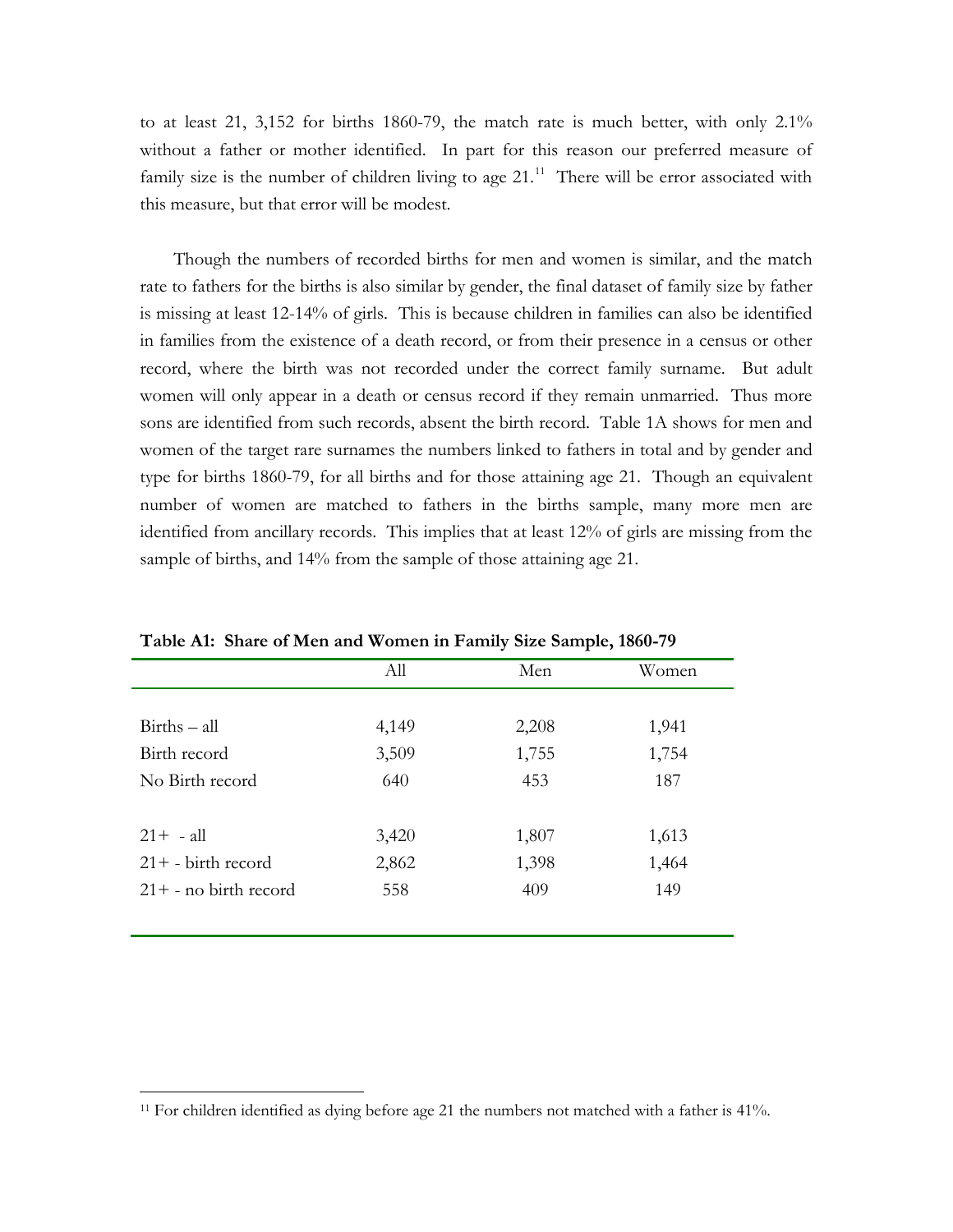to at least 21, 3,152 for births 1860-79, the match rate is much better, with only 2.1% without a father or mother identified. In part for this reason our preferred measure of family size is the number of children living to age 21.[11] There will be error associated with this measure, but that error will be modest.

Though the numbers of recorded births for men and women is similar, and the match rate to fathers for the births is also similar by gender, the final dataset of family size by father is missing at least 12-14% of girls. This is because children in families can also be identified in families from the existence of a death record, or from their presence in a census or other record, where the birth was not recorded under the correct family surname. But adult women will only appear in a death or census record if they remain unmarried. Thus more sons are identified from such records, absent the birth record. Table 1A shows for men and women of the target rare surnames the numbers linked to fathers in total and by gender and type for births 1860-79, for all births and for those attaining age 21. Though an equivalent number of women are matched to fathers in the births sample, many more men are identified from ancillary records. This implies that at least 12% of girls are missing from the sample of births, and 14% from the sample of those attaining age 21.

**Table A1: Share of Men and Women in Family Size Sample, 1860-79**

| | All | Men | Women |
|---|---|---|---|
| Births – all | 4,149 | 2,208 | 1,941 |
| Birth record | 3,509 | 1,755 | 1,754 |
| No Birth record | 640 | 453 | 187 |
| 21+ - all | 3,420 | 1,807 | 1,613 |
| 21+ - birth record | 2,862 | 1,398 | 1,464 |
| 21+ - no birth record | 558 | 409 | 149 |

[11] For children identified as dying before age 21 the numbers not matched with a father is 41%.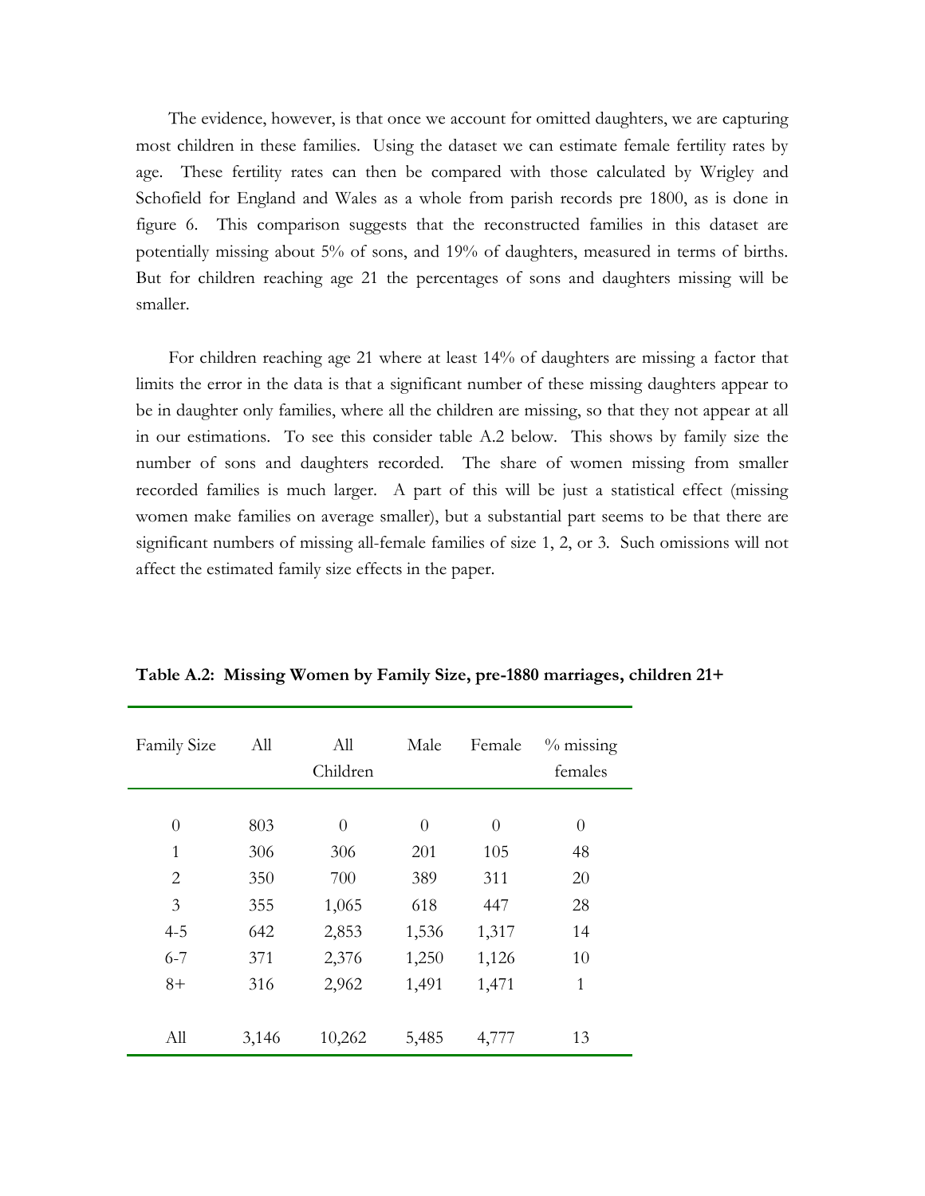The evidence, however, is that once we account for omitted daughters, we are capturing most children in these families. Using the dataset we can estimate female fertility rates by age. These fertility rates can then be compared with those calculated by Wrigley and Schofield for England and Wales as a whole from parish records pre 1800, as is done in figure 6. This comparison suggests that the reconstructed families in this dataset are potentially missing about 5% of sons, and 19% of daughters, measured in terms of births. But for children reaching age 21 the percentages of sons and daughters missing will be smaller.

For children reaching age 21 where at least 14% of daughters are missing a factor that limits the error in the data is that a significant number of these missing daughters appear to be in daughter only families, where all the children are missing, so that they not appear at all in our estimations. To see this consider table A.2 below. This shows by family size the number of sons and daughters recorded. The share of women missing from smaller recorded families is much larger. A part of this will be just a statistical effect (missing women make families on average smaller), but a substantial part seems to be that there are significant numbers of missing all-female families of size 1, 2, or 3. Such omissions will not affect the estimated family size effects in the paper.

**Table A.2: Missing Women by Family Size, pre-1880 marriages, children 21+**

| Family Size | All | All Children | Male | Female | % missing females |
|---|---|---|---|---|---|
| 0 | 803 | 0 | 0 | 0 | 0 |
| 1 | 306 | 306 | 201 | 105 | 48 |
| 2 | 350 | 700 | 389 | 311 | 20 |
| 3 | 355 | 1,065 | 618 | 447 | 28 |
| 4-5 | 642 | 2,853 | 1,536 | 1,317 | 14 |
| 6-7 | 371 | 2,376 | 1,250 | 1,126 | 10 |
| 8+ | 316 | 2,962 | 1,491 | 1,471 | 1 |
| All | 3,146 | 10,262 | 5,485 | 4,777 | 13 |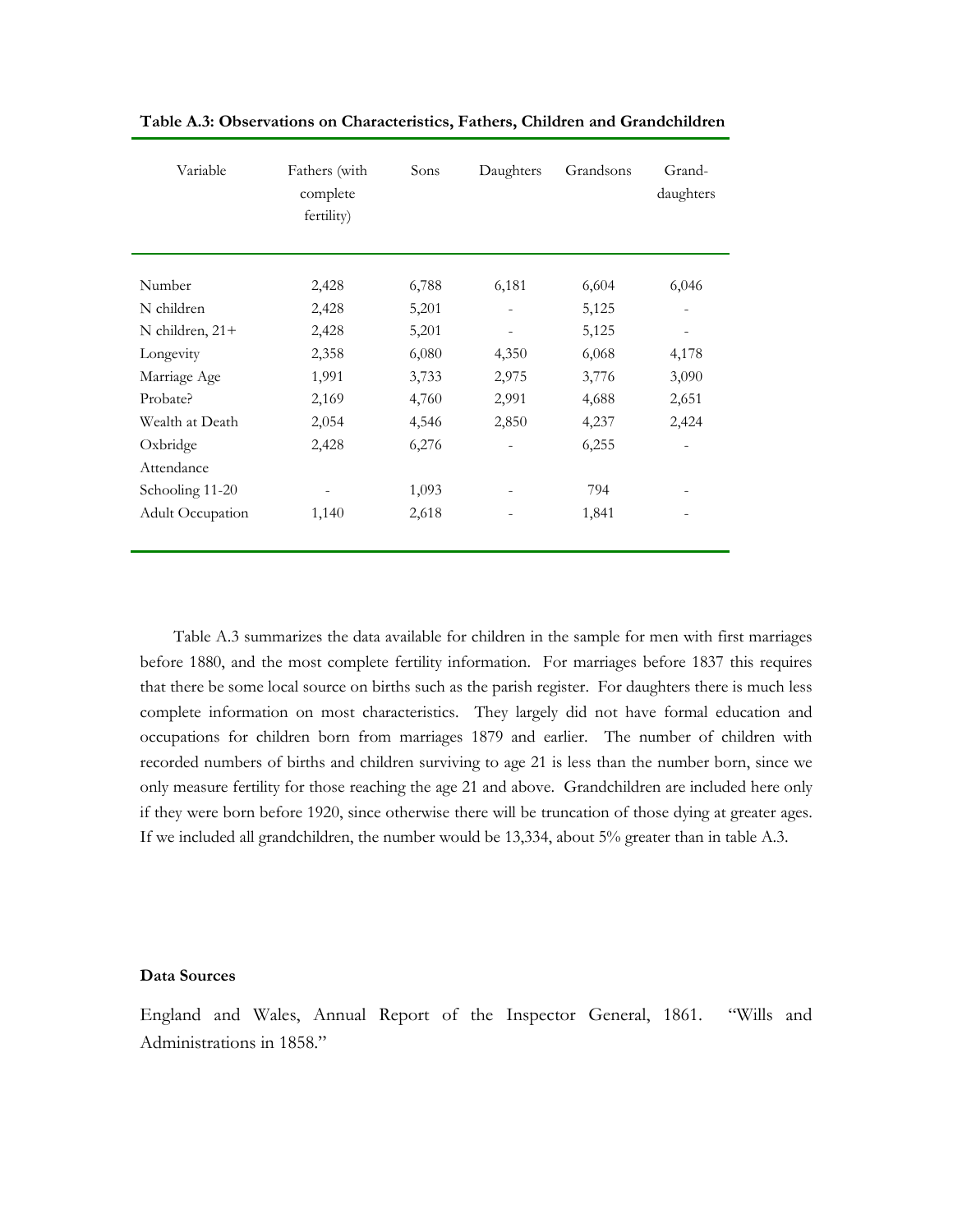**Table A.3: Observations on Characteristics, Fathers, Children and Grandchildren**

| Variable | Fathers (with complete fertility) | Sons | Daughters | Grandsons | Grand-daughters |
|---|---|---|---|---|---|
| Number | 2,428 | 6,788 | 6,181 | 6,604 | 6,046 |
| N children | 2,428 | 5,201 | - | 5,125 | - |
| N children, 21+ | 2,428 | 5,201 | - | 5,125 | - |
| Longevity | 2,358 | 6,080 | 4,350 | 6,068 | 4,178 |
| Marriage Age | 1,991 | 3,733 | 2,975 | 3,776 | 3,090 |
| Probate? | 2,169 | 4,760 | 2,991 | 4,688 | 2,651 |
| Wealth at Death | 2,054 | 4,546 | 2,850 | 4,237 | 2,424 |
| Oxbridge Attendance | 2,428 | 6,276 | - | 6,255 | - |
| Schooling 11-20 | - | 1,093 | - | 794 | - |
| Adult Occupation | 1,140 | 2,618 | - | 1,841 | - |

Table A.3 summarizes the data available for children in the sample for men with first marriages before 1880, and the most complete fertility information. For marriages before 1837 this requires that there be some local source on births such as the parish register. For daughters there is much less complete information on most characteristics. They largely did not have formal education and occupations for children born from marriages 1879 and earlier. The number of children with recorded numbers of births and children surviving to age 21 is less than the number born, since we only measure fertility for those reaching the age 21 and above. Grandchildren are included here only if they were born before 1920, since otherwise there will be truncation of those dying at greater ages. If we included all grandchildren, the number would be 13,334, about 5% greater than in table A.3.

## Data Sources

England and Wales, Annual Report of the Inspector General, 1861. "Wills and Administrations in 1858."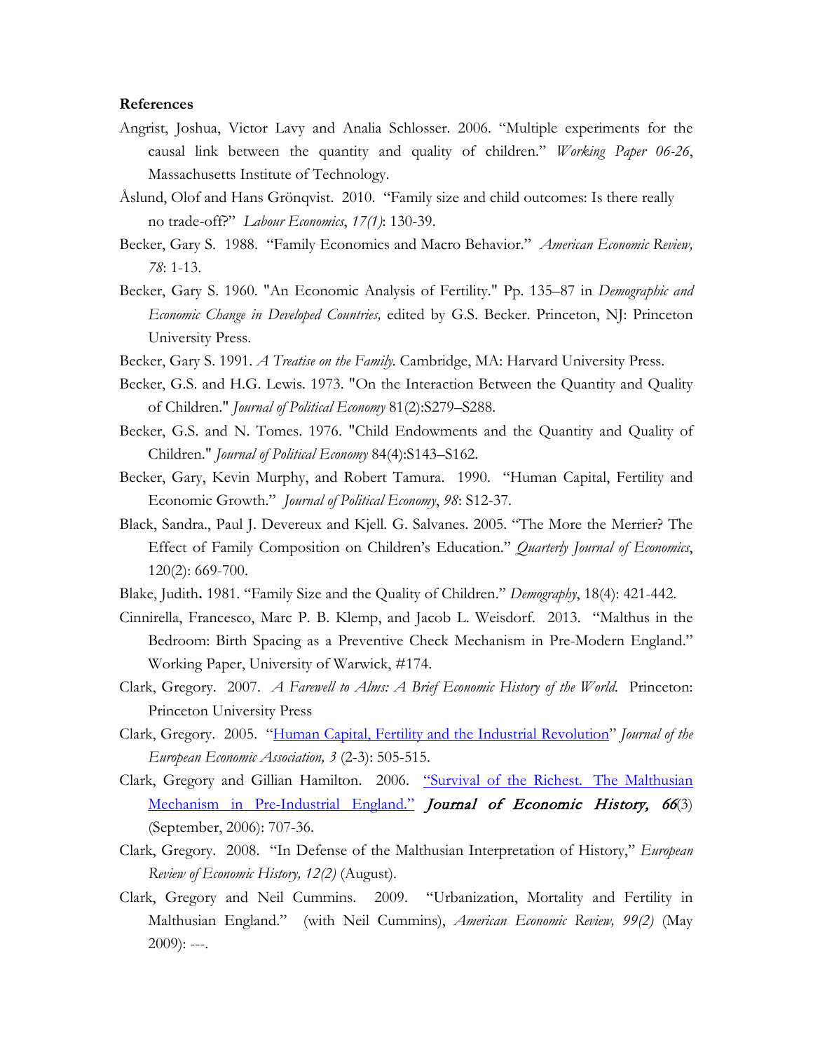**References**

Angrist, Joshua, Victor Lavy and Analia Schlosser. 2006. "Multiple experiments for the causal link between the quantity and quality of children." *Working Paper 06-26*, Massachusetts Institute of Technology.

Åslund, Olof and Hans Grönqvist. 2010. "Family size and child outcomes: Is there really no trade-off?" *Labour Economics*, *17(1)*: 130-39.

Becker, Gary S. 1988. "Family Economics and Macro Behavior." *American Economic Review, 78*: 1-13.

Becker, Gary S. 1960. "An Economic Analysis of Fertility." Pp. 135–87 in *Demographic and Economic Change in Developed Countries,* edited by G.S. Becker. Princeton, NJ: Princeton University Press.

Becker, Gary S. 1991. *A Treatise on the Family.* Cambridge, MA: Harvard University Press.

Becker, G.S. and H.G. Lewis. 1973. "On the Interaction Between the Quantity and Quality of Children." *Journal of Political Economy* 81(2):S279–S288.

Becker, G.S. and N. Tomes. 1976. "Child Endowments and the Quantity and Quality of Children." *Journal of Political Economy* 84(4):S143–S162.

Becker, Gary, Kevin Murphy, and Robert Tamura. 1990. "Human Capital, Fertility and Economic Growth." *Journal of Political Economy*, *98*: S12-37.

Black, Sandra., Paul J. Devereux and Kjell. G. Salvanes. 2005. "The More the Merrier? The Effect of Family Composition on Children's Education." *Quarterly Journal of Economics*, 120(2): 669-700.

Blake, Judith**.** 1981. "Family Size and the Quality of Children." *Demography*, 18(4): 421-442.

Cinnirella, Francesco, Marc P. B. Klemp, and Jacob L. Weisdorf. 2013. "Malthus in the Bedroom: Birth Spacing as a Preventive Check Mechanism in Pre-Modern England." Working Paper, University of Warwick, #174.

Clark, Gregory. 2007. *A Farewell to Alms: A Brief Economic History of the World.* Princeton: Princeton University Press

Clark, Gregory. 2005. "Human Capital, Fertility and the Industrial Revolution" *Journal of the European Economic Association, 3* (2-3): 505-515.

Clark, Gregory and Gillian Hamilton. 2006. "Survival of the Richest. The Malthusian Mechanism in Pre-Industrial England." *Journal of Economic History, 66*(3) (September, 2006): 707-36.

Clark, Gregory. 2008. "In Defense of the Malthusian Interpretation of History," *European Review of Economic History, 12(2)* (August).

Clark, Gregory and Neil Cummins. 2009. "Urbanization, Mortality and Fertility in Malthusian England." (with Neil Cummins), *American Economic Review, 99(2)* (May 2009): ---.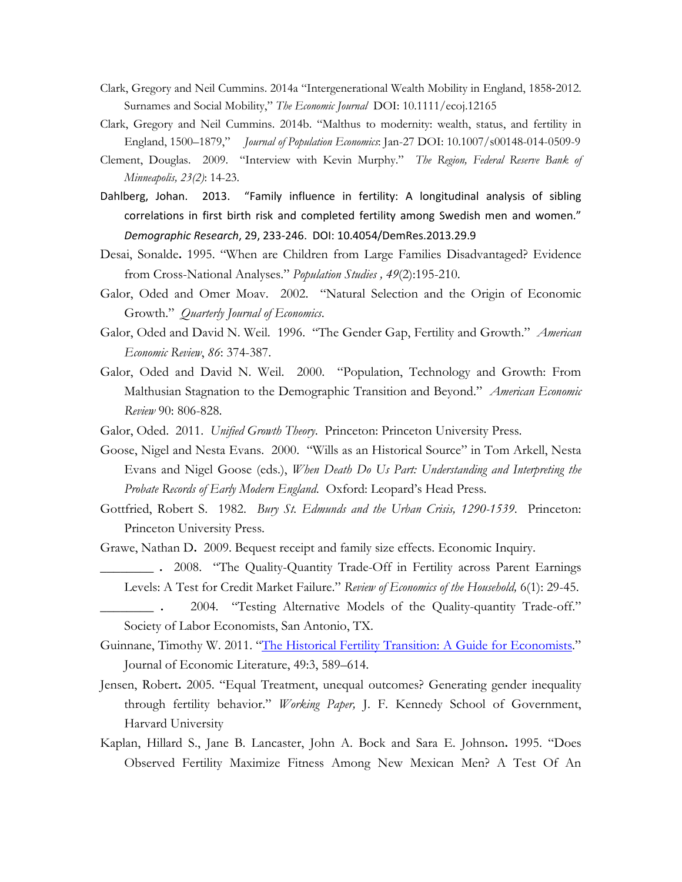Clark, Gregory and Neil Cummins. 2014a "Intergenerational Wealth Mobility in England, 1858-2012. Surnames and Social Mobility," *The Economic Journal* DOI: 10.1111/ecoj.12165

Clark, Gregory and Neil Cummins. 2014b. "Malthus to modernity: wealth, status, and fertility in England, 1500–1879," *Journal of Population Economics*: Jan-27 DOI: 10.1007/s00148-014-0509-9

Clement, Douglas. 2009. "Interview with Kevin Murphy." *The Region, Federal Reserve Bank of Minneapolis, 23(2)*: 14-23.

Dahlberg, Johan. 2013. "Family influence in fertility: A longitudinal analysis of sibling correlations in first birth risk and completed fertility among Swedish men and women." *Demographic Research*, 29, 233-246. DOI: 10.4054/DemRes.2013.29.9

Desai, Sonalde**.** 1995. "When are Children from Large Families Disadvantaged? Evidence from Cross-National Analyses." *Population Studies , 49*(2):195-210.

Galor, Oded and Omer Moav. 2002. "Natural Selection and the Origin of Economic Growth." *Quarterly Journal of Economics*.

Galor, Oded and David N. Weil. 1996. "The Gender Gap, Fertility and Growth." *American Economic Review*, *86*: 374-387.

Galor, Oded and David N. Weil. 2000. "Population, Technology and Growth: From Malthusian Stagnation to the Demographic Transition and Beyond." *American Economic Review* 90: 806-828.

Galor, Oded. 2011. *Unified Growth Theory*. Princeton: Princeton University Press.

Goose, Nigel and Nesta Evans. 2000. "Wills as an Historical Source" in Tom Arkell, Nesta Evans and Nigel Goose (eds.), *When Death Do Us Part: Understanding and Interpreting the Probate Records of Early Modern England*. Oxford: Leopard's Head Press.

Gottfried, Robert S. 1982. *Bury St. Edmunds and the Urban Crisis, 1290-1539*. Princeton: Princeton University Press.

Grawe, Nathan D**.** 2009. Bequest receipt and family size effects. Economic Inquiry.

________ **.** 2008. "The Quality-Quantity Trade-Off in Fertility across Parent Earnings Levels: A Test for Credit Market Failure." *Review of Economics of the Household,* 6(1): 29-45.

________ **.** 2004. "Testing Alternative Models of the Quality-quantity Trade-off." Society of Labor Economists, San Antonio, TX.

Guinnane, Timothy W. 2011. "The Historical Fertility Transition: A Guide for Economists." Journal of Economic Literature, 49:3, 589–614.

Jensen, Robert**.** 2005. "Equal Treatment, unequal outcomes? Generating gender inequality through fertility behavior." *Working Paper,* J. F. Kennedy School of Government, Harvard University

Kaplan, Hillard S., Jane B. Lancaster, John A. Bock and Sara E. Johnson**.** 1995. "Does Observed Fertility Maximize Fitness Among New Mexican Men? A Test Of An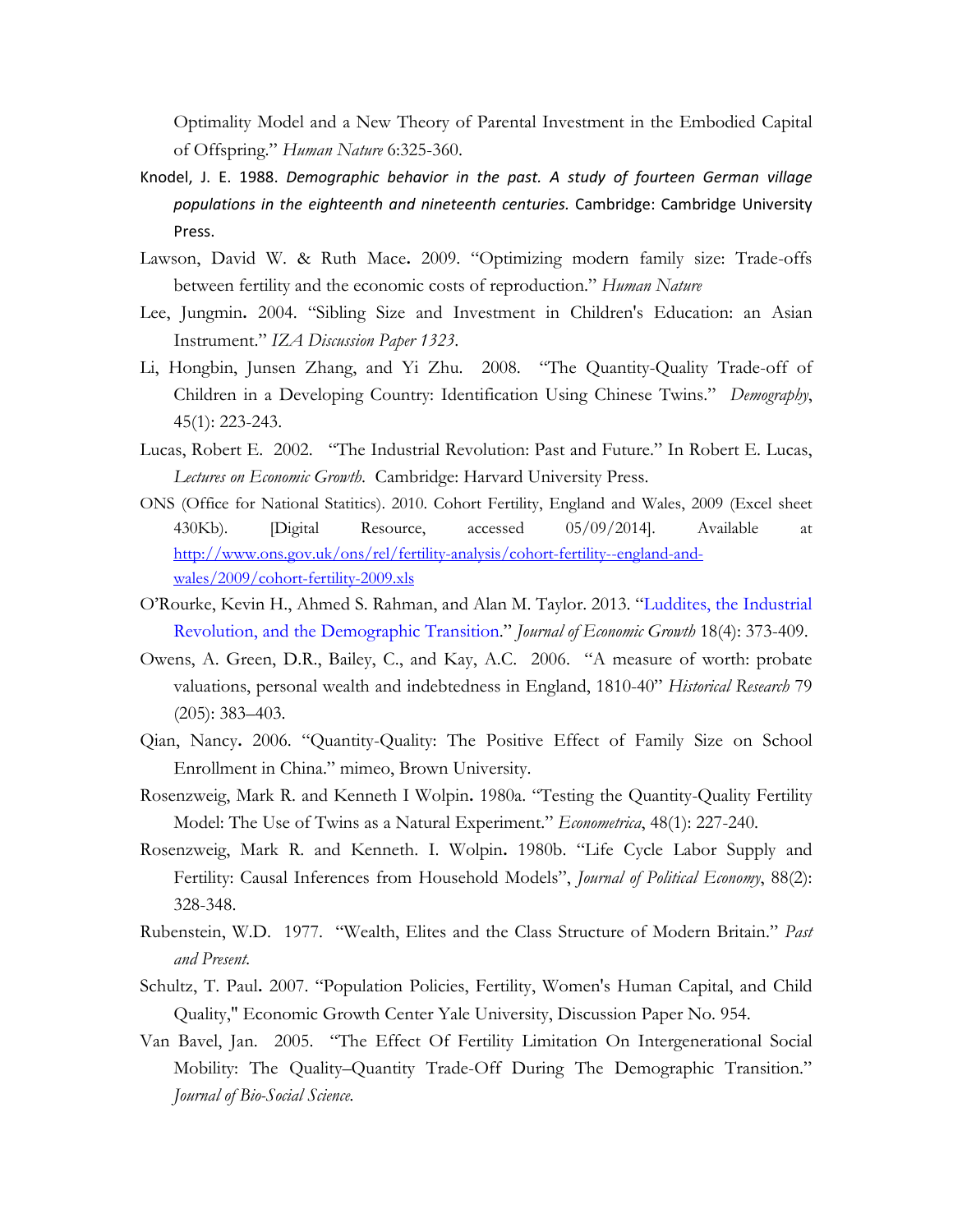Optimality Model and a New Theory of Parental Investment in the Embodied Capital of Offspring." *Human Nature* 6:325-360.

Knodel, J. E. 1988. *Demographic behavior in the past. A study of fourteen German village populations in the eighteenth and nineteenth centuries.* Cambridge: Cambridge University Press.

Lawson, David W. & Ruth Mace**.** 2009. "Optimizing modern family size: Trade-offs between fertility and the economic costs of reproduction." *Human Nature*

Lee, Jungmin**.** 2004. "Sibling Size and Investment in Children's Education: an Asian Instrument." *IZA Discussion Paper 1323*.

Li, Hongbin, Junsen Zhang, and Yi Zhu. 2008. "The Quantity-Quality Trade-off of Children in a Developing Country: Identification Using Chinese Twins." *Demography*, 45(1): 223-243.

Lucas, Robert E. 2002. "The Industrial Revolution: Past and Future." In Robert E. Lucas, *Lectures on Economic Growth*. Cambridge: Harvard University Press.

ONS (Office for National Statitics). 2010. Cohort Fertility, England and Wales, 2009 (Excel sheet 430Kb). [Digital Resource, accessed 05/09/2014]. Available at http://www.ons.gov.uk/ons/rel/fertility-analysis/cohort-fertility--england-and-wales/2009/cohort-fertility-2009.xls

O'Rourke, Kevin H., Ahmed S. Rahman, and Alan M. Taylor. 2013. "Luddites, the Industrial Revolution, and the Demographic Transition." *Journal of Economic Growth* 18(4): 373-409.

Owens, A. Green, D.R., Bailey, C., and Kay, A.C. 2006. "A measure of worth: probate valuations, personal wealth and indebtedness in England, 1810-40" *Historical Research* 79 (205): 383–403.

Qian, Nancy**.** 2006. "Quantity-Quality: The Positive Effect of Family Size on School Enrollment in China." mimeo, Brown University.

Rosenzweig, Mark R. and Kenneth I Wolpin**.** 1980a. "Testing the Quantity-Quality Fertility Model: The Use of Twins as a Natural Experiment." *Econometrica*, 48(1): 227-240.

Rosenzweig, Mark R. and Kenneth. I. Wolpin**.** 1980b. "Life Cycle Labor Supply and Fertility: Causal Inferences from Household Models", *Journal of Political Economy*, 88(2): 328-348.

Rubenstein, W.D. 1977. "Wealth, Elites and the Class Structure of Modern Britain." *Past and Present.*

Schultz, T. Paul**.** 2007. "Population Policies, Fertility, Women's Human Capital, and Child Quality," Economic Growth Center Yale University, Discussion Paper No. 954.

Van Bavel, Jan. 2005. "The Effect Of Fertility Limitation On Intergenerational Social Mobility: The Quality–Quantity Trade-Off During The Demographic Transition." *Journal of Bio-Social Science.*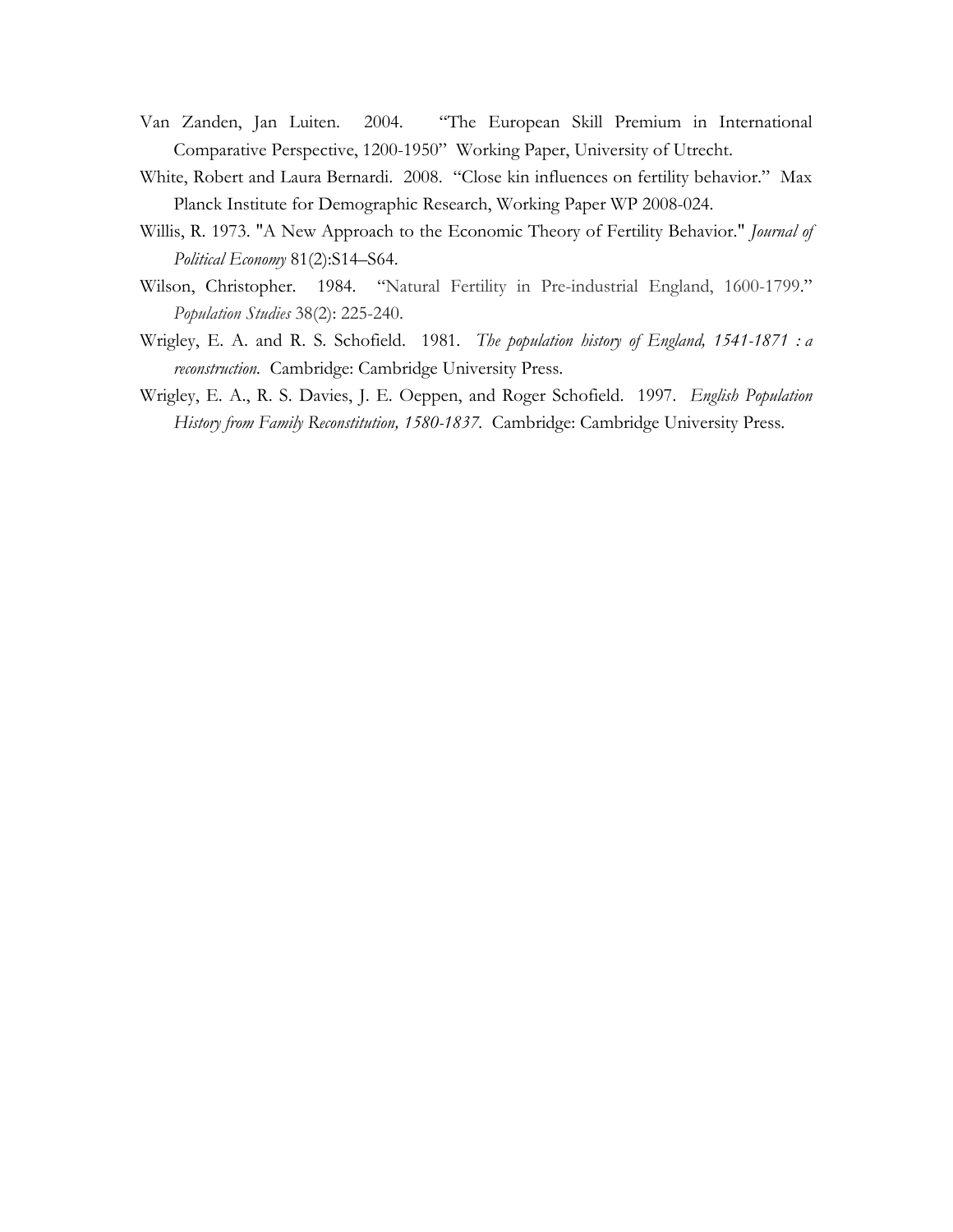Van Zanden, Jan Luiten. 2004. "The European Skill Premium in International Comparative Perspective, 1200-1950" Working Paper, University of Utrecht.

White, Robert and Laura Bernardi. 2008. "Close kin influences on fertility behavior." Max Planck Institute for Demographic Research, Working Paper WP 2008-024.

Willis, R. 1973. "A New Approach to the Economic Theory of Fertility Behavior." *Journal of Political Economy* 81(2):S14–S64.

Wilson, Christopher. 1984. "Natural Fertility in Pre-industrial England, 1600-1799." *Population Studies* 38(2): 225-240.

Wrigley, E. A. and R. S. Schofield. 1981. *The population history of England, 1541-1871 : a reconstruction.* Cambridge: Cambridge University Press.

Wrigley, E. A., R. S. Davies, J. E. Oeppen, and Roger Schofield. 1997. *English Population History from Family Reconstitution, 1580-1837.* Cambridge: Cambridge University Press.